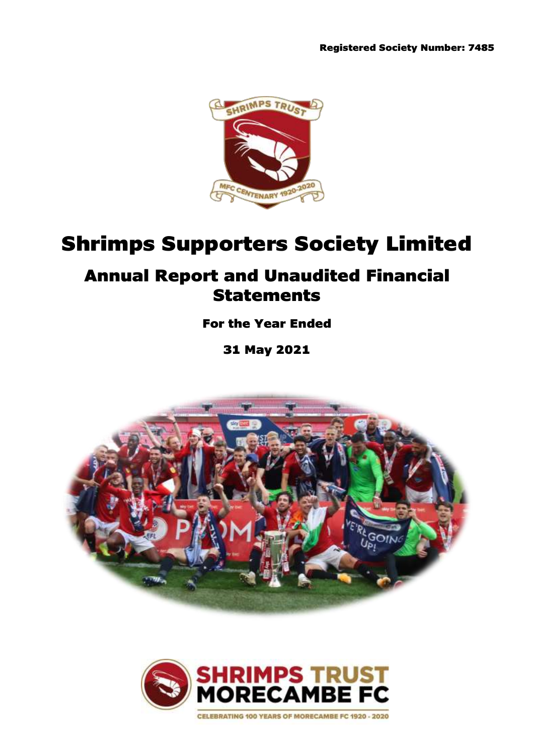Registered Society Number: 7485

# Shrimps Supporters Society Limited

## Annual Report and Unaudited Financial Statements

**For the Year Ended**

**31 May 2021**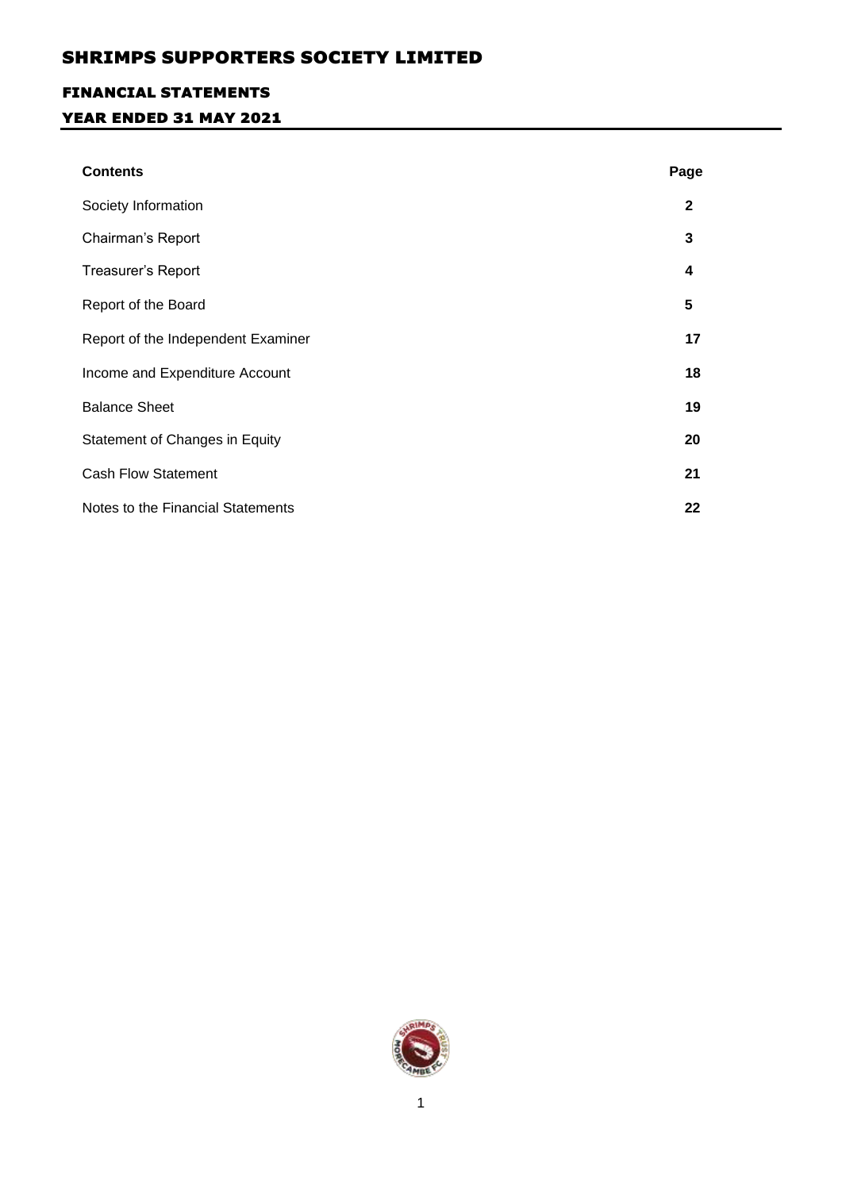# SHRIMPS SUPPORTERS SOCIETY LIMITED

## FINANCIAL STATEMENTS

## YEAR ENDED 31 MAY 2021

| Contents | Page |
|---|---|
| Society Information | 2 |
| Chairman's Report | 3 |
| Treasurer's Report | 4 |
| Report of the Board | 5 |
| Report of the Independent Examiner | 17 |
| Income and Expenditure Account | 18 |
| Balance Sheet | 19 |
| Statement of Changes in Equity | 20 |
| Cash Flow Statement | 21 |
| Notes to the Financial Statements | 22 |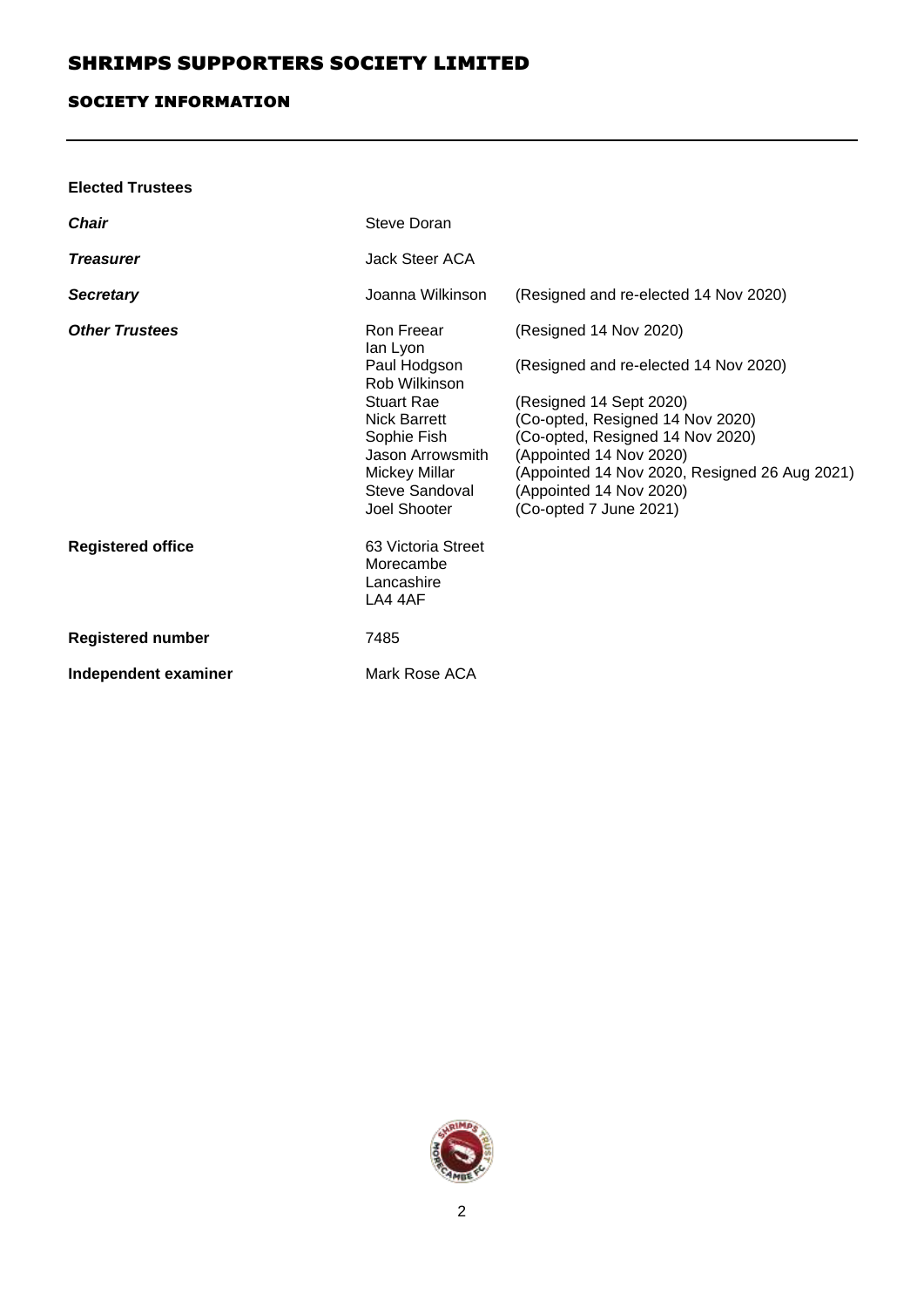# SHRIMPS SUPPORTERS SOCIETY LIMITED

## SOCIETY INFORMATION

**Elected Trustees**

| | | |
|---|---|---|
| ***Chair*** | Steve Doran | |
| ***Treasurer*** | Jack Steer ACA | |
| ***Secretary*** | Joanna Wilkinson | (Resigned and re-elected 14 Nov 2020) |
| ***Other Trustees*** | Ron Freear | (Resigned 14 Nov 2020) |
| | Ian Lyon | |
| | Paul Hodgson | (Resigned and re-elected 14 Nov 2020) |
| | Rob Wilkinson | |
| | Stuart Rae | (Resigned 14 Sept 2020) |
| | Nick Barrett | (Co-opted, Resigned 14 Nov 2020) |
| | Sophie Fish | (Co-opted, Resigned 14 Nov 2020) |
| | Jason Arrowsmith | (Appointed 14 Nov 2020) |
| | Mickey Millar | (Appointed 14 Nov 2020, Resigned 26 Aug 2021) |
| | Steve Sandoval | (Appointed 14 Nov 2020) |
| | Joel Shooter | (Co-opted 7 June 2021) |
| **Registered office** | 63 Victoria Street<br>Morecambe<br>Lancashire<br>LA4 4AF | |
| **Registered number** | 7485 | |
| **Independent examiner** | Mark Rose ACA | |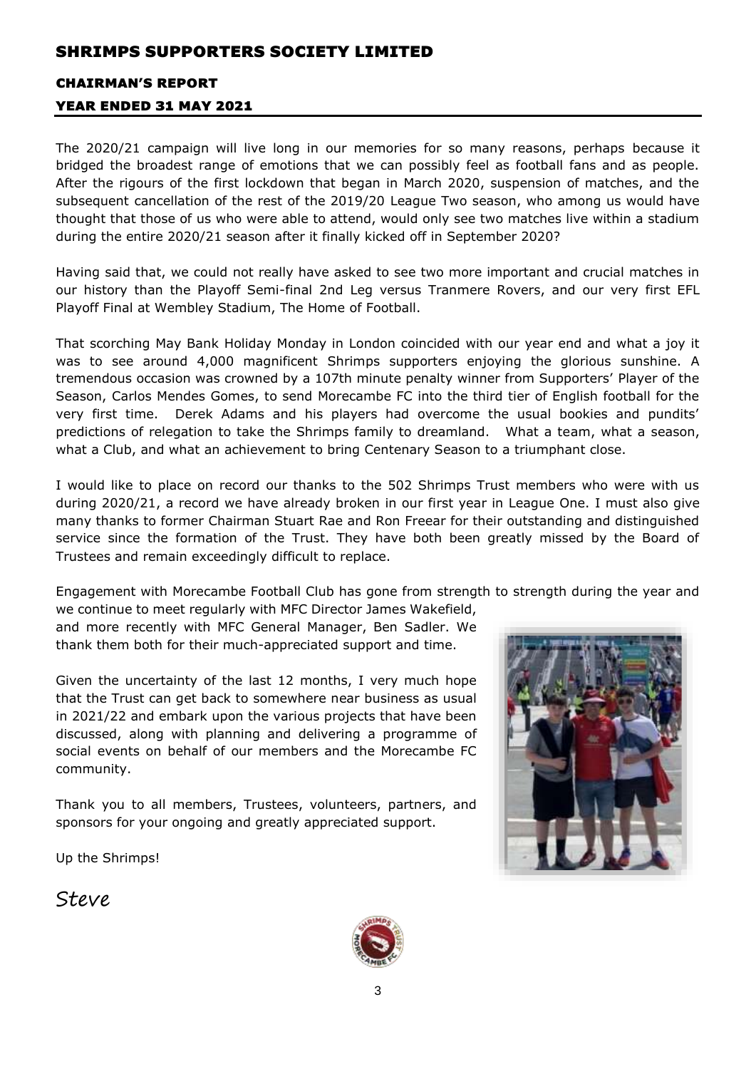# SHRIMPS SUPPORTERS SOCIETY LIMITED

## CHAIRMAN'S REPORT

## YEAR ENDED 31 MAY 2021

The 2020/21 campaign will live long in our memories for so many reasons, perhaps because it bridged the broadest range of emotions that we can possibly feel as football fans and as people. After the rigours of the first lockdown that began in March 2020, suspension of matches, and the subsequent cancellation of the rest of the 2019/20 League Two season, who among us would have thought that those of us who were able to attend, would only see two matches live within a stadium during the entire 2020/21 season after it finally kicked off in September 2020?

Having said that, we could not really have asked to see two more important and crucial matches in our history than the Playoff Semi-final 2nd Leg versus Tranmere Rovers, and our very first EFL Playoff Final at Wembley Stadium, The Home of Football.

That scorching May Bank Holiday Monday in London coincided with our year end and what a joy it was to see around 4,000 magnificent Shrimps supporters enjoying the glorious sunshine. A tremendous occasion was crowned by a 107th minute penalty winner from Supporters' Player of the Season, Carlos Mendes Gomes, to send Morecambe FC into the third tier of English football for the very first time. Derek Adams and his players had overcome the usual bookies and pundits' predictions of relegation to take the Shrimps family to dreamland. What a team, what a season, what a Club, and what an achievement to bring Centenary Season to a triumphant close.

I would like to place on record our thanks to the 502 Shrimps Trust members who were with us during 2020/21, a record we have already broken in our first year in League One. I must also give many thanks to former Chairman Stuart Rae and Ron Freear for their outstanding and distinguished service since the formation of the Trust. They have both been greatly missed by the Board of Trustees and remain exceedingly difficult to replace.

Engagement with Morecambe Football Club has gone from strength to strength during the year and we continue to meet regularly with MFC Director James Wakefield, and more recently with MFC General Manager, Ben Sadler. We thank them both for their much-appreciated support and time.

Given the uncertainty of the last 12 months, I very much hope that the Trust can get back to somewhere near business as usual in 2021/22 and embark upon the various projects that have been discussed, along with planning and delivering a programme of social events on behalf of our members and the Morecambe FC community.

Thank you to all members, Trustees, volunteers, partners, and sponsors for your ongoing and greatly appreciated support.

Up the Shrimps!

*Steve*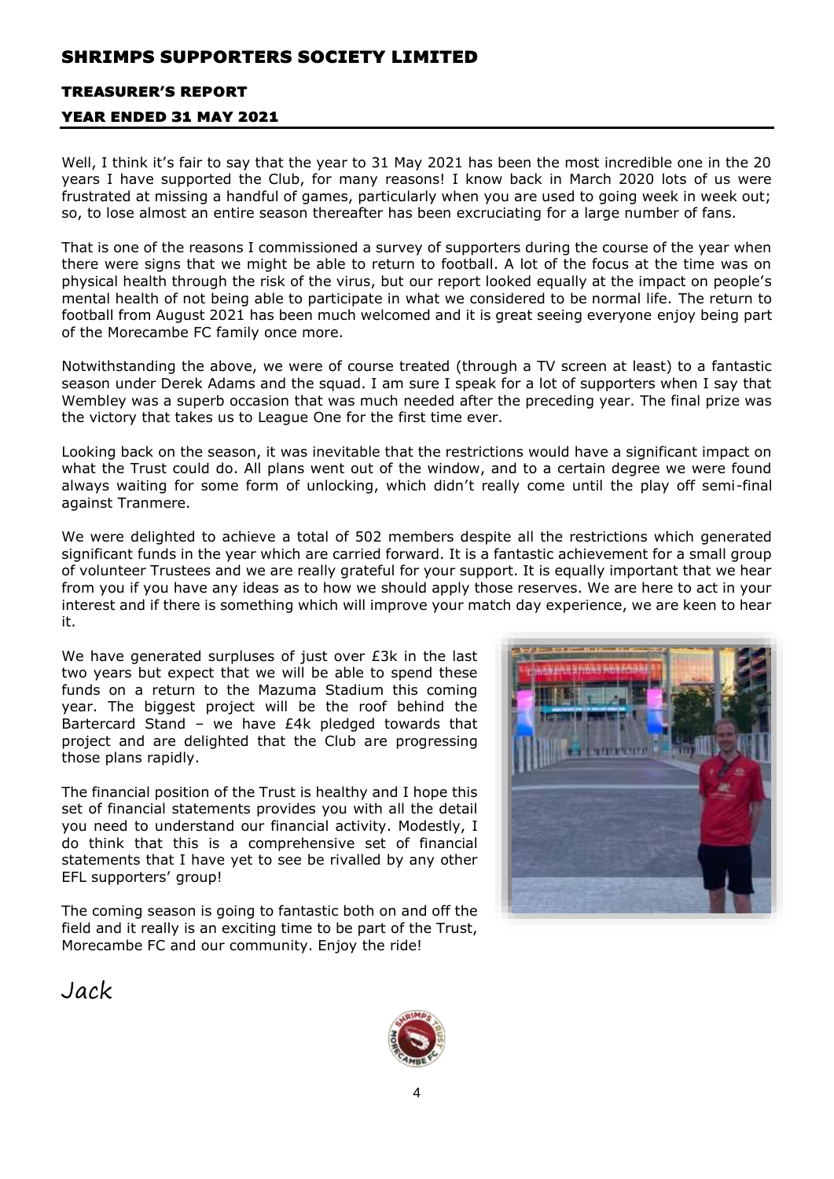# SHRIMPS SUPPORTERS SOCIETY LIMITED

## TREASURER'S REPORT

### YEAR ENDED 31 MAY 2021

Well, I think it's fair to say that the year to 31 May 2021 has been the most incredible one in the 20 years I have supported the Club, for many reasons! I know back in March 2020 lots of us were frustrated at missing a handful of games, particularly when you are used to going week in week out; so, to lose almost an entire season thereafter has been excruciating for a large number of fans.

That is one of the reasons I commissioned a survey of supporters during the course of the year when there were signs that we might be able to return to football. A lot of the focus at the time was on physical health through the risk of the virus, but our report looked equally at the impact on people's mental health of not being able to participate in what we considered to be normal life. The return to football from August 2021 has been much welcomed and it is great seeing everyone enjoy being part of the Morecambe FC family once more.

Notwithstanding the above, we were of course treated (through a TV screen at least) to a fantastic season under Derek Adams and the squad. I am sure I speak for a lot of supporters when I say that Wembley was a superb occasion that was much needed after the preceding year. The final prize was the victory that takes us to League One for the first time ever.

Looking back on the season, it was inevitable that the restrictions would have a significant impact on what the Trust could do. All plans went out of the window, and to a certain degree we were found always waiting for some form of unlocking, which didn't really come until the play off semi-final against Tranmere.

We were delighted to achieve a total of 502 members despite all the restrictions which generated significant funds in the year which are carried forward. It is a fantastic achievement for a small group of volunteer Trustees and we are really grateful for your support. It is equally important that we hear from you if you have any ideas as to how we should apply those reserves. We are here to act in your interest and if there is something which will improve your match day experience, we are keen to hear it.

We have generated surpluses of just over £3k in the last two years but expect that we will be able to spend these funds on a return to the Mazuma Stadium this coming year. The biggest project will be the roof behind the Bartercard Stand – we have £4k pledged towards that project and are delighted that the Club are progressing those plans rapidly.

The financial position of the Trust is healthy and I hope this set of financial statements provides you with all the detail you need to understand our financial activity. Modestly, I do think that this is a comprehensive set of financial statements that I have yet to see be rivalled by any other EFL supporters' group!

The coming season is going to fantastic both on and off the field and it really is an exciting time to be part of the Trust, Morecambe FC and our community. Enjoy the ride!

*Jack*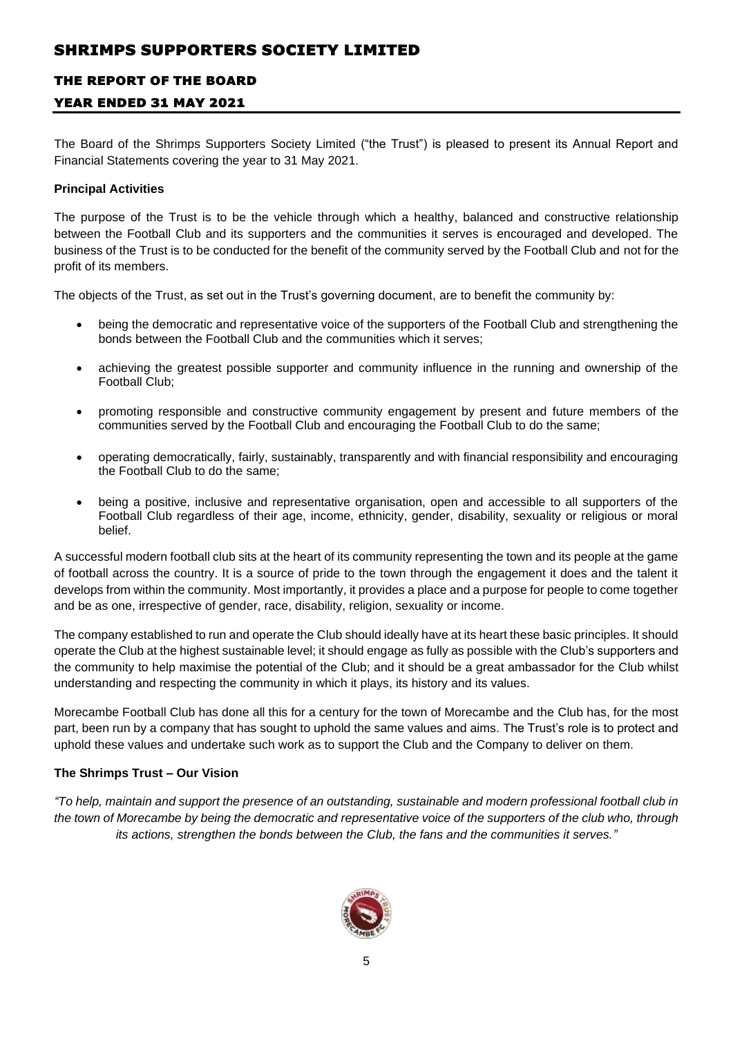# SHRIMPS SUPPORTERS SOCIETY LIMITED

## THE REPORT OF THE BOARD

## YEAR ENDED 31 MAY 2021

The Board of the Shrimps Supporters Society Limited ("the Trust") is pleased to present its Annual Report and Financial Statements covering the year to 31 May 2021.

**Principal Activities**

The purpose of the Trust is to be the vehicle through which a healthy, balanced and constructive relationship between the Football Club and its supporters and the communities it serves is encouraged and developed. The business of the Trust is to be conducted for the benefit of the community served by the Football Club and not for the profit of its members.

The objects of the Trust, as set out in the Trust's governing document, are to benefit the community by:

- being the democratic and representative voice of the supporters of the Football Club and strengthening the bonds between the Football Club and the communities which it serves;
- achieving the greatest possible supporter and community influence in the running and ownership of the Football Club;
- promoting responsible and constructive community engagement by present and future members of the communities served by the Football Club and encouraging the Football Club to do the same;
- operating democratically, fairly, sustainably, transparently and with financial responsibility and encouraging the Football Club to do the same;
- being a positive, inclusive and representative organisation, open and accessible to all supporters of the Football Club regardless of their age, income, ethnicity, gender, disability, sexuality or religious or moral belief.

A successful modern football club sits at the heart of its community representing the town and its people at the game of football across the country. It is a source of pride to the town through the engagement it does and the talent it develops from within the community. Most importantly, it provides a place and a purpose for people to come together and be as one, irrespective of gender, race, disability, religion, sexuality or income.

The company established to run and operate the Club should ideally have at its heart these basic principles. It should operate the Club at the highest sustainable level; it should engage as fully as possible with the Club's supporters and the community to help maximise the potential of the Club; and it should be a great ambassador for the Club whilst understanding and respecting the community in which it plays, its history and its values.

Morecambe Football Club has done all this for a century for the town of Morecambe and the Club has, for the most part, been run by a company that has sought to uphold the same values and aims. The Trust's role is to protect and uphold these values and undertake such work as to support the Club and the Company to deliver on them.

**The Shrimps Trust – Our Vision**

*"To help, maintain and support the presence of an outstanding, sustainable and modern professional football club in the town of Morecambe by being the democratic and representative voice of the supporters of the club who, through its actions, strengthen the bonds between the Club, the fans and the communities it serves."*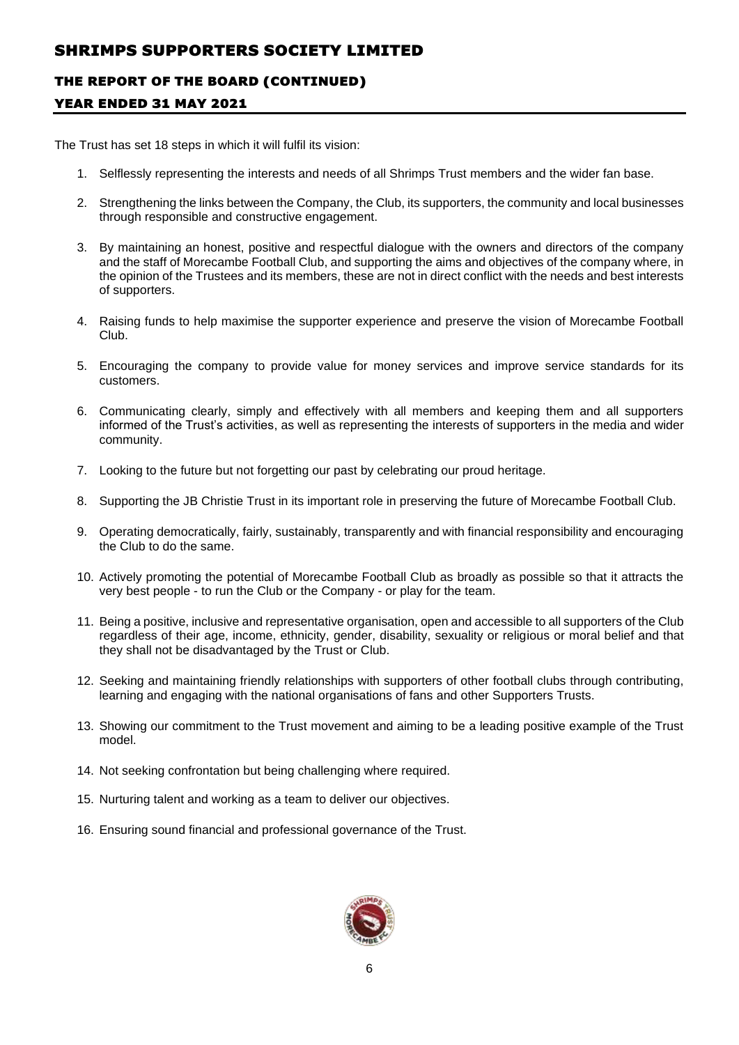The Trust has set 18 steps in which it will fulfil its vision:

1. Selflessly representing the interests and needs of all Shrimps Trust members and the wider fan base.
2. Strengthening the links between the Company, the Club, its supporters, the community and local businesses through responsible and constructive engagement.
3. By maintaining an honest, positive and respectful dialogue with the owners and directors of the company and the staff of Morecambe Football Club, and supporting the aims and objectives of the company where, in the opinion of the Trustees and its members, these are not in direct conflict with the needs and best interests of supporters.
4. Raising funds to help maximise the supporter experience and preserve the vision of Morecambe Football Club.
5. Encouraging the company to provide value for money services and improve service standards for its customers.
6. Communicating clearly, simply and effectively with all members and keeping them and all supporters informed of the Trust's activities, as well as representing the interests of supporters in the media and wider community.
7. Looking to the future but not forgetting our past by celebrating our proud heritage.
8. Supporting the JB Christie Trust in its important role in preserving the future of Morecambe Football Club.
9. Operating democratically, fairly, sustainably, transparently and with financial responsibility and encouraging the Club to do the same.
10. Actively promoting the potential of Morecambe Football Club as broadly as possible so that it attracts the very best people - to run the Club or the Company - or play for the team.
11. Being a positive, inclusive and representative organisation, open and accessible to all supporters of the Club regardless of their age, income, ethnicity, gender, disability, sexuality or religious or moral belief and that they shall not be disadvantaged by the Trust or Club.
12. Seeking and maintaining friendly relationships with supporters of other football clubs through contributing, learning and engaging with the national organisations of fans and other Supporters Trusts.
13. Showing our commitment to the Trust movement and aiming to be a leading positive example of the Trust model.
14. Not seeking confrontation but being challenging where required.
15. Nurturing talent and working as a team to deliver our objectives.
16. Ensuring sound financial and professional governance of the Trust.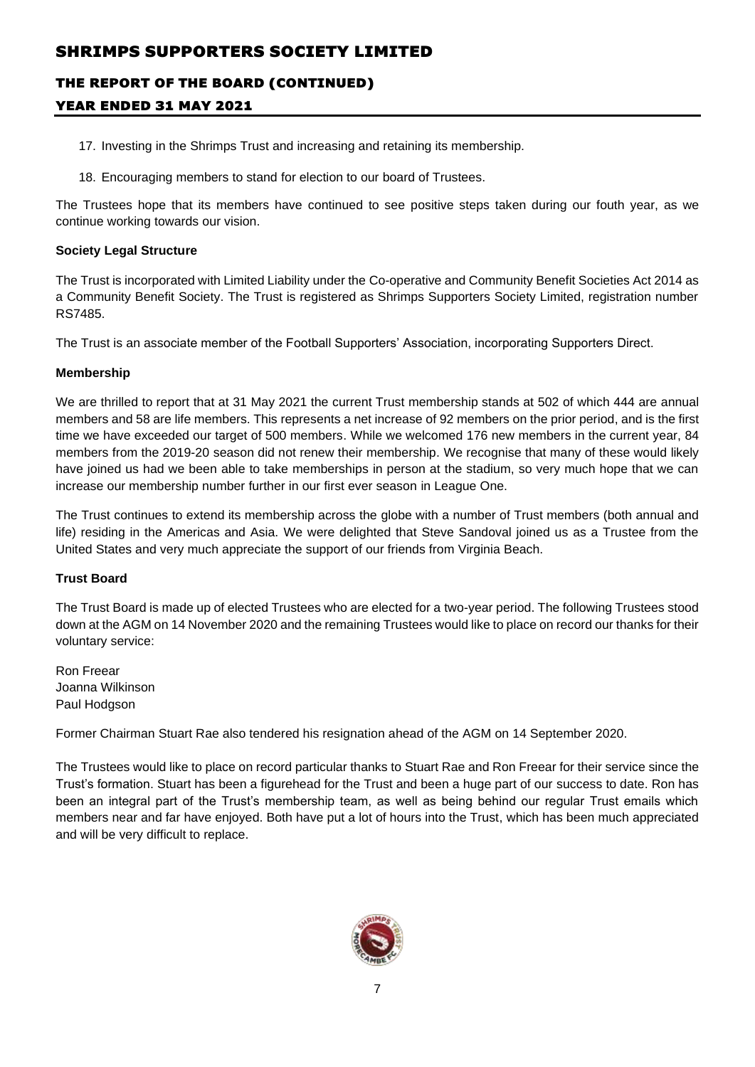17. Investing in the Shrimps Trust and increasing and retaining its membership.
18. Encouraging members to stand for election to our board of Trustees.

The Trustees hope that its members have continued to see positive steps taken during our fouth year, as we continue working towards our vision.

**Society Legal Structure**

The Trust is incorporated with Limited Liability under the Co-operative and Community Benefit Societies Act 2014 as a Community Benefit Society. The Trust is registered as Shrimps Supporters Society Limited, registration number RS7485.

The Trust is an associate member of the Football Supporters' Association, incorporating Supporters Direct.

**Membership**

We are thrilled to report that at 31 May 2021 the current Trust membership stands at 502 of which 444 are annual members and 58 are life members. This represents a net increase of 92 members on the prior period, and is the first time we have exceeded our target of 500 members. While we welcomed 176 new members in the current year, 84 members from the 2019-20 season did not renew their membership. We recognise that many of these would likely have joined us had we been able to take memberships in person at the stadium, so very much hope that we can increase our membership number further in our first ever season in League One.

The Trust continues to extend its membership across the globe with a number of Trust members (both annual and life) residing in the Americas and Asia. We were delighted that Steve Sandoval joined us as a Trustee from the United States and very much appreciate the support of our friends from Virginia Beach.

**Trust Board**

The Trust Board is made up of elected Trustees who are elected for a two-year period. The following Trustees stood down at the AGM on 14 November 2020 and the remaining Trustees would like to place on record our thanks for their voluntary service:

Ron Freear
Joanna Wilkinson
Paul Hodgson

Former Chairman Stuart Rae also tendered his resignation ahead of the AGM on 14 September 2020.

The Trustees would like to place on record particular thanks to Stuart Rae and Ron Freear for their service since the Trust's formation. Stuart has been a figurehead for the Trust and been a huge part of our success to date. Ron has been an integral part of the Trust's membership team, as well as being behind our regular Trust emails which members near and far have enjoyed. Both have put a lot of hours into the Trust, which has been much appreciated and will be very difficult to replace.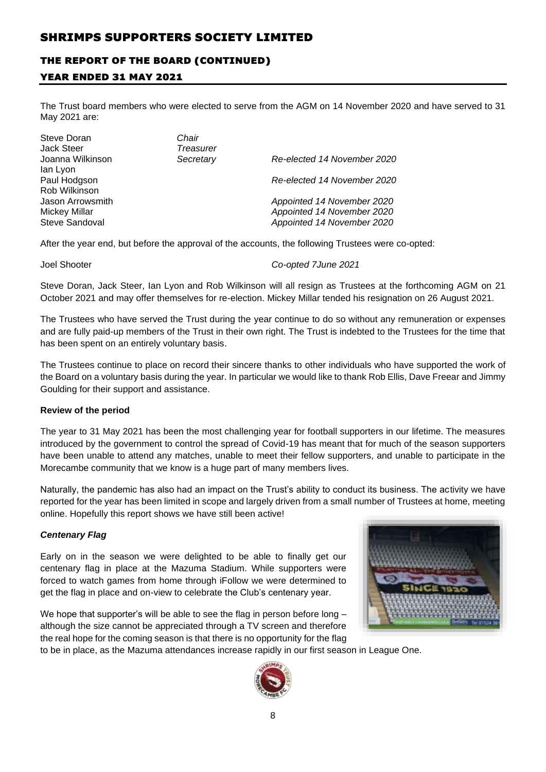The Trust board members who were elected to serve from the AGM on 14 November 2020 and have served to 31 May 2021 are:

| | | |
|---|---|---|
| Steve Doran | *Chair* | |
| Jack Steer | *Treasurer* | |
| Joanna Wilkinson | *Secretary* | *Re-elected 14 November 2020* |
| Ian Lyon | | |
| Paul Hodgson | | *Re-elected 14 November 2020* |
| Rob Wilkinson | | |
| Jason Arrowsmith | | *Appointed 14 November 2020* |
| Mickey Millar | | *Appointed 14 November 2020* |
| Steve Sandoval | | *Appointed 14 November 2020* |

After the year end, but before the approval of the accounts, the following Trustees were co-opted:

| | |
|---|---|
| Joel Shooter | *Co-opted 7June 2021* |

Steve Doran, Jack Steer, Ian Lyon and Rob Wilkinson will all resign as Trustees at the forthcoming AGM on 21 October 2021 and may offer themselves for re-election. Mickey Millar tended his resignation on 26 August 2021.

The Trustees who have served the Trust during the year continue to do so without any remuneration or expenses and are fully paid-up members of the Trust in their own right. The Trust is indebted to the Trustees for the time that has been spent on an entirely voluntary basis.

The Trustees continue to place on record their sincere thanks to other individuals who have supported the work of the Board on a voluntary basis during the year. In particular we would like to thank Rob Ellis, Dave Freear and Jimmy Goulding for their support and assistance.

**Review of the period**

The year to 31 May 2021 has been the most challenging year for football supporters in our lifetime. The measures introduced by the government to control the spread of Covid-19 has meant that for much of the season supporters have been unable to attend any matches, unable to meet their fellow supporters, and unable to participate in the Morecambe community that we know is a huge part of many members lives.

Naturally, the pandemic has also had an impact on the Trust's ability to conduct its business. The activity we have reported for the year has been limited in scope and largely driven from a small number of Trustees at home, meeting online. Hopefully this report shows we have still been active!

***Centenary Flag***

Early on in the season we were delighted to be able to finally get our centenary flag in place at the Mazuma Stadium. While supporters were forced to watch games from home through iFollow we were determined to get the flag in place and on-view to celebrate the Club's centenary year.

We hope that supporter's will be able to see the flag in person before long – although the size cannot be appreciated through a TV screen and therefore the real hope for the coming season is that there is no opportunity for the flag to be in place, as the Mazuma attendances increase rapidly in our first season in League One.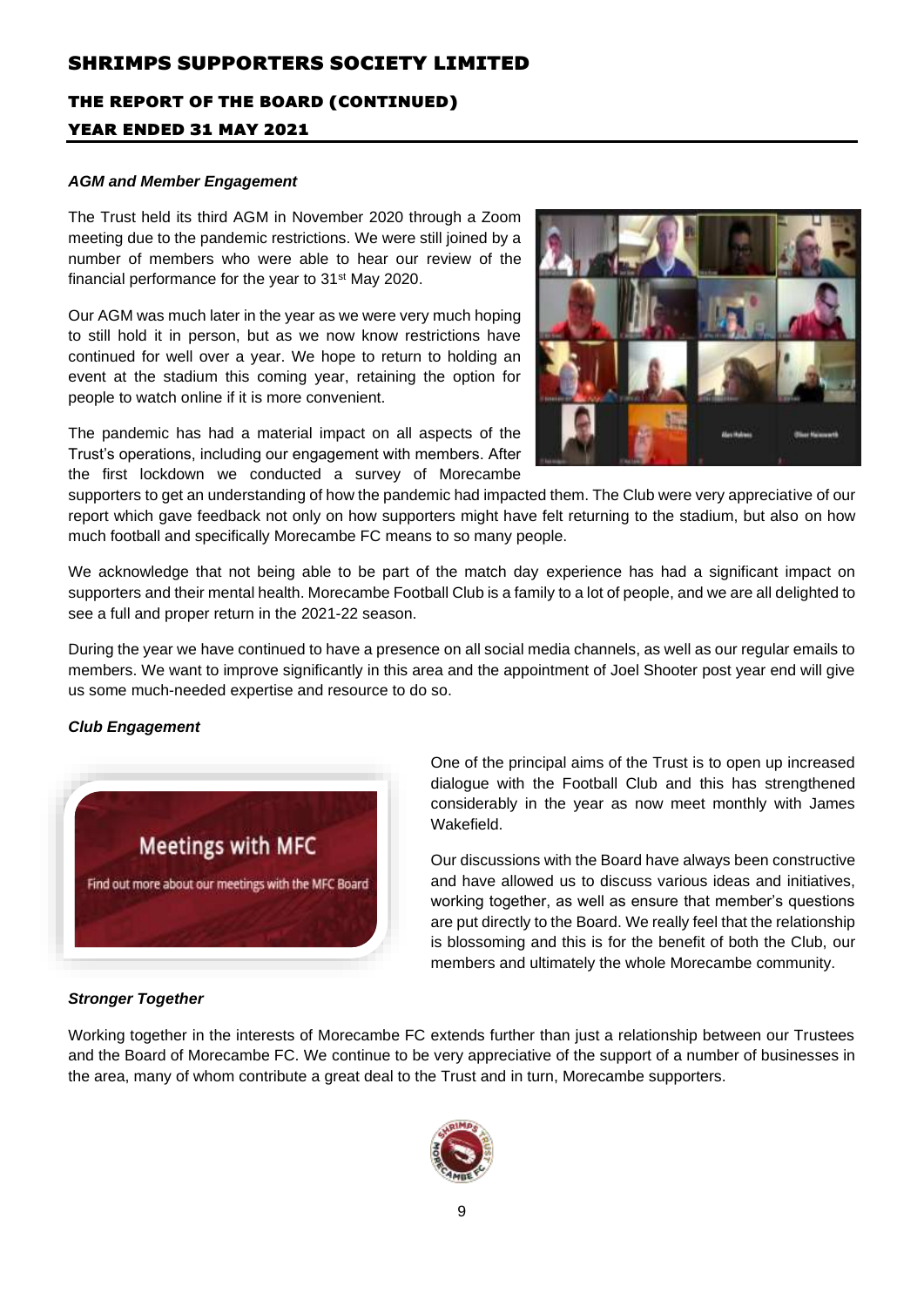# SHRIMPS SUPPORTERS SOCIETY LIMITED

## THE REPORT OF THE BOARD (CONTINUED)

## YEAR ENDED 31 MAY 2021

***AGM and Member Engagement***

The Trust held its third AGM in November 2020 through a Zoom meeting due to the pandemic restrictions. We were still joined by a number of members who were able to hear our review of the financial performance for the year to 31st May 2020.

Our AGM was much later in the year as we were very much hoping to still hold it in person, but as we now know restrictions have continued for well over a year. We hope to return to holding an event at the stadium this coming year, retaining the option for people to watch online if it is more convenient.

The pandemic has had a material impact on all aspects of the Trust's operations, including our engagement with members. After the first lockdown we conducted a survey of Morecambe supporters to get an understanding of how the pandemic had impacted them. The Club were very appreciative of our report which gave feedback not only on how supporters might have felt returning to the stadium, but also on how much football and specifically Morecambe FC means to so many people.

We acknowledge that not being able to be part of the match day experience has had a significant impact on supporters and their mental health. Morecambe Football Club is a family to a lot of people, and we are all delighted to see a full and proper return in the 2021-22 season.

During the year we have continued to have a presence on all social media channels, as well as our regular emails to members. We want to improve significantly in this area and the appointment of Joel Shooter post year end will give us some much-needed expertise and resource to do so.

***Club Engagement***

Meetings with MFC

Find out more about our meetings with the MFC Board

One of the principal aims of the Trust is to open up increased dialogue with the Football Club and this has strengthened considerably in the year as now meet monthly with James Wakefield.

Our discussions with the Board have always been constructive and have allowed us to discuss various ideas and initiatives, working together, as well as ensure that member's questions are put directly to the Board. We really feel that the relationship is blossoming and this is for the benefit of both the Club, our members and ultimately the whole Morecambe community.

***Stronger Together***

Working together in the interests of Morecambe FC extends further than just a relationship between our Trustees and the Board of Morecambe FC. We continue to be very appreciative of the support of a number of businesses in the area, many of whom contribute a great deal to the Trust and in turn, Morecambe supporters.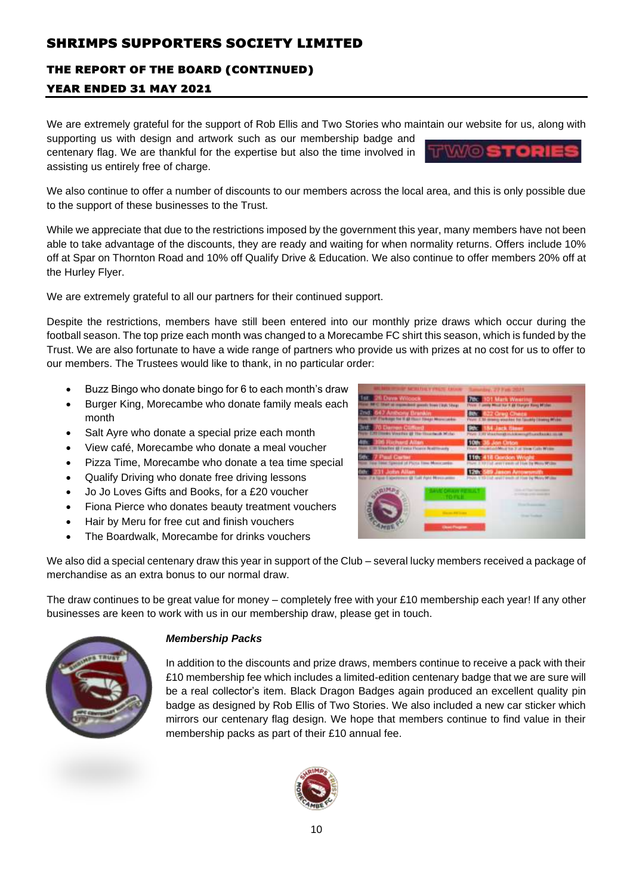# SHRIMPS SUPPORTERS SOCIETY LIMITED

## THE REPORT OF THE BOARD (CONTINUED)

## YEAR ENDED 31 MAY 2021

We are extremely grateful for the support of Rob Ellis and Two Stories who maintain our website for us, along with supporting us with design and artwork such as our membership badge and centenary flag. We are thankful for the expertise but also the time involved in assisting us entirely free of charge.

We also continue to offer a number of discounts to our members across the local area, and this is only possible due to the support of these businesses to the Trust.

While we appreciate that due to the restrictions imposed by the government this year, many members have not been able to take advantage of the discounts, they are ready and waiting for when normality returns. Offers include 10% off at Spar on Thornton Road and 10% off Qualify Drive & Education. We also continue to offer members 20% off at the Hurley Flyer.

We are extremely grateful to all our partners for their continued support.

Despite the restrictions, members have still been entered into our monthly prize draws which occur during the football season. The top prize each month was changed to a Morecambe FC shirt this season, which is funded by the Trust. We are also fortunate to have a wide range of partners who provide us with prizes at no cost for us to offer to our members. The Trustees would like to thank, in no particular order:

- Buzz Bingo who donate bingo for 6 to each month's draw
- Burger King, Morecambe who donate family meals each month
- Salt Ayre who donate a special prize each month
- View café, Morecambe who donate a meal voucher
- Pizza Time, Morecambe who donate a tea time special
- Qualify Driving who donate free driving lessons
- Jo Jo Loves Gifts and Books, for a £20 voucher
- Fiona Pierce who donates beauty treatment vouchers
- Hair by Meru for free cut and finish vouchers
- The Boardwalk, Morecambe for drinks vouchers

We also did a special centenary draw this year in support of the Club – several lucky members received a package of merchandise as an extra bonus to our normal draw.

The draw continues to be great value for money – completely free with your £10 membership each year! If any other businesses are keen to work with us in our membership draw, please get in touch.

### *Membership Packs*

In addition to the discounts and prize draws, members continue to receive a pack with their £10 membership fee which includes a limited-edition centenary badge that we are sure will be a real collector's item. Black Dragon Badges again produced an excellent quality pin badge as designed by Rob Ellis of Two Stories. We also included a new car sticker which mirrors our centenary flag design. We hope that members continue to find value in their membership packs as part of their £10 annual fee.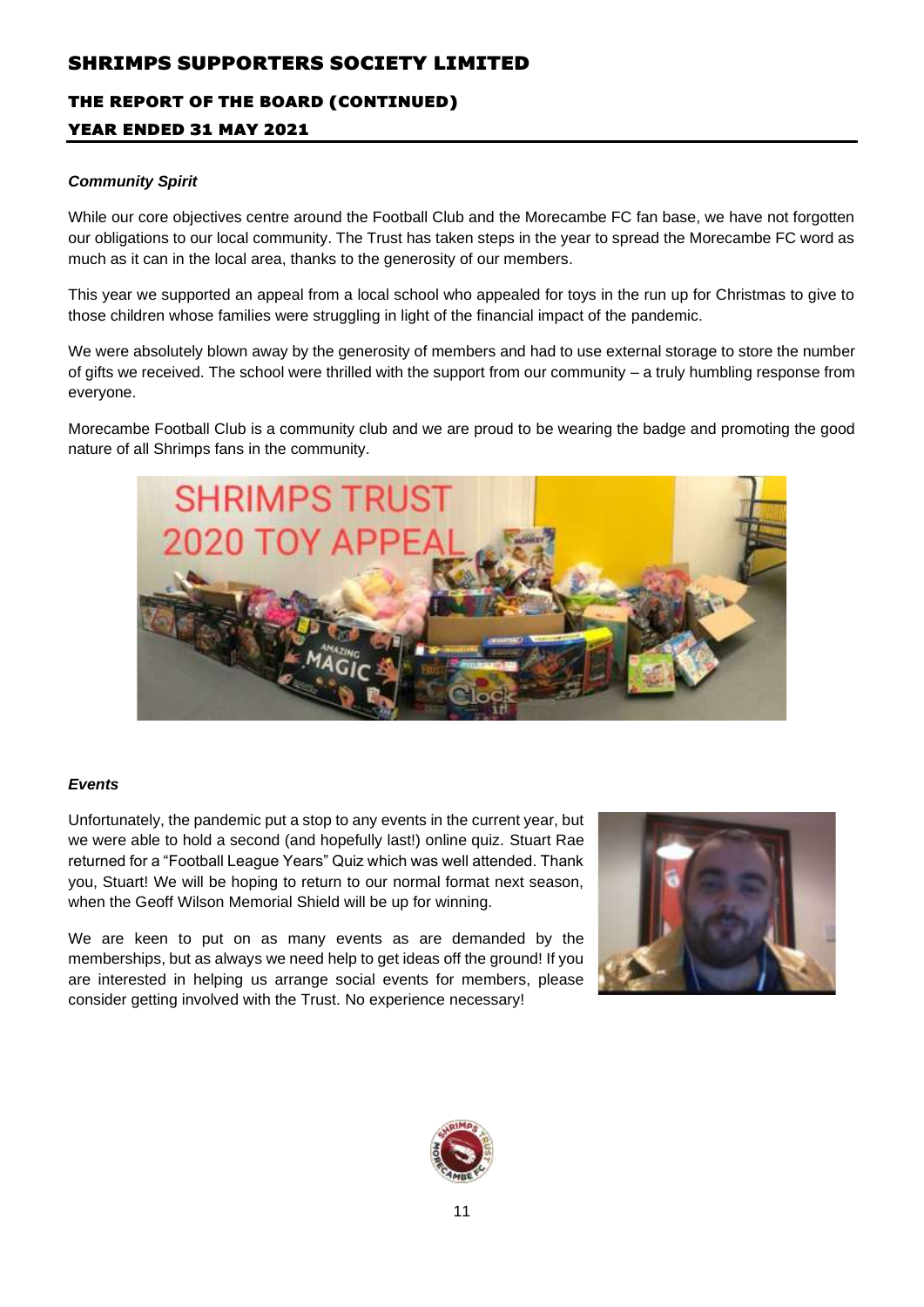### *Community Spirit*

While our core objectives centre around the Football Club and the Morecambe FC fan base, we have not forgotten our obligations to our local community. The Trust has taken steps in the year to spread the Morecambe FC word as much as it can in the local area, thanks to the generosity of our members.

This year we supported an appeal from a local school who appealed for toys in the run up for Christmas to give to those children whose families were struggling in light of the financial impact of the pandemic.

We were absolutely blown away by the generosity of members and had to use external storage to store the number of gifts we received. The school were thrilled with the support from our community – a truly humbling response from everyone.

Morecambe Football Club is a community club and we are proud to be wearing the badge and promoting the good nature of all Shrimps fans in the community.

### *Events*

Unfortunately, the pandemic put a stop to any events in the current year, but we were able to hold a second (and hopefully last!) online quiz. Stuart Rae returned for a "Football League Years" Quiz which was well attended. Thank you, Stuart! We will be hoping to return to our normal format next season, when the Geoff Wilson Memorial Shield will be up for winning.

We are keen to put on as many events as are demanded by the memberships, but as always we need help to get ideas off the ground! If you are interested in helping us arrange social events for members, please consider getting involved with the Trust. No experience necessary!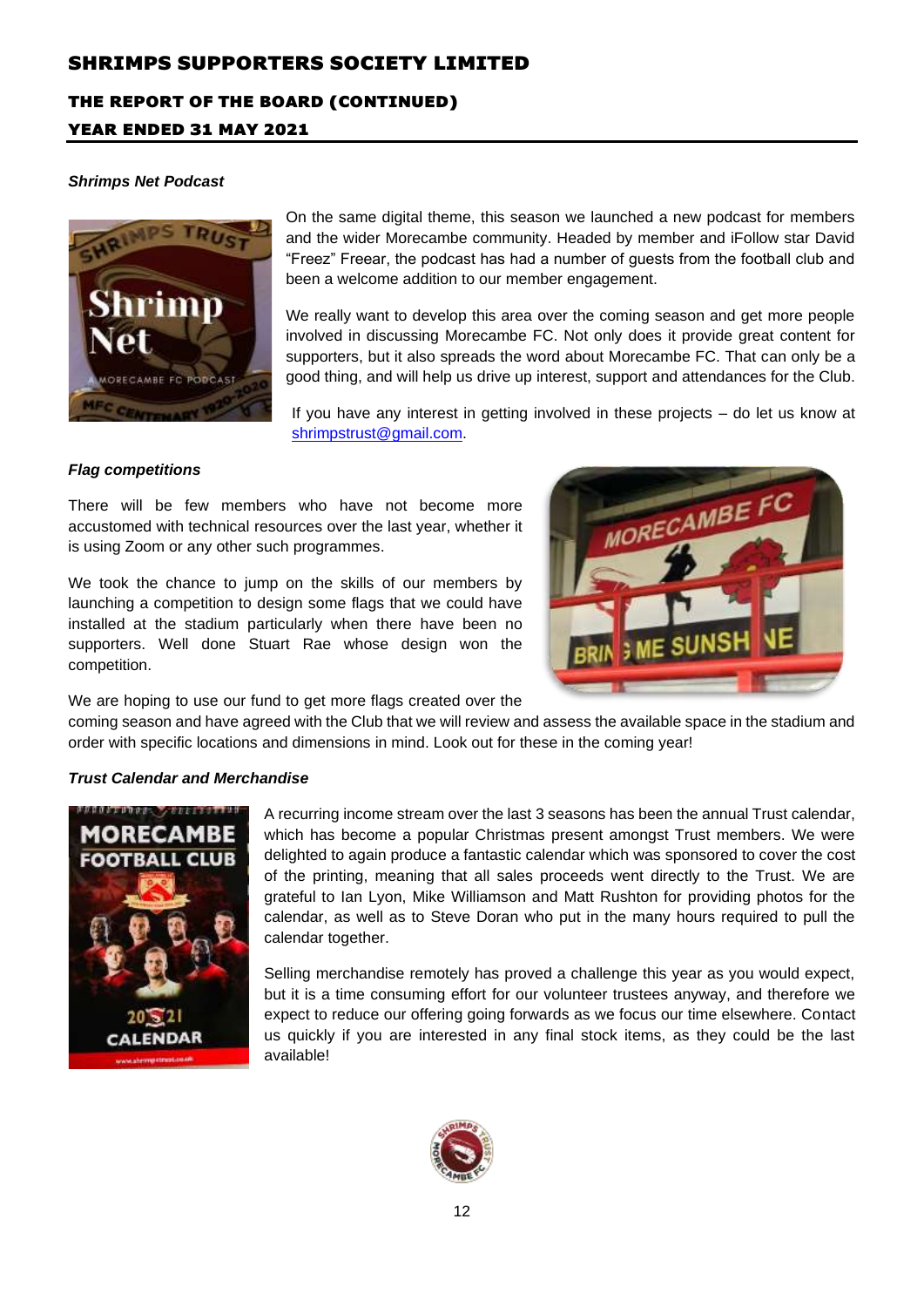### *Shrimps Net Podcast*

On the same digital theme, this season we launched a new podcast for members and the wider Morecambe community. Headed by member and iFollow star David "Freez" Freear, the podcast has had a number of guests from the football club and been a welcome addition to our member engagement.

We really want to develop this area over the coming season and get more people involved in discussing Morecambe FC. Not only does it provide great content for supporters, but it also spreads the word about Morecambe FC. That can only be a good thing, and will help us drive up interest, support and attendances for the Club.

If you have any interest in getting involved in these projects – do let us know at shrimpstrust@gmail.com.

### *Flag competitions*

There will be few members who have not become more accustomed with technical resources over the last year, whether it is using Zoom or any other such programmes.

We took the chance to jump on the skills of our members by launching a competition to design some flags that we could have installed at the stadium particularly when there have been no supporters. Well done Stuart Rae whose design won the competition.

We are hoping to use our fund to get more flags created over the coming season and have agreed with the Club that we will review and assess the available space in the stadium and order with specific locations and dimensions in mind. Look out for these in the coming year!

### *Trust Calendar and Merchandise*

A recurring income stream over the last 3 seasons has been the annual Trust calendar, which has become a popular Christmas present amongst Trust members. We were delighted to again produce a fantastic calendar which was sponsored to cover the cost of the printing, meaning that all sales proceeds went directly to the Trust. We are grateful to Ian Lyon, Mike Williamson and Matt Rushton for providing photos for the calendar, as well as to Steve Doran who put in the many hours required to pull the calendar together.

Selling merchandise remotely has proved a challenge this year as you would expect, but it is a time consuming effort for our volunteer trustees anyway, and therefore we expect to reduce our offering going forwards as we focus our time elsewhere. Contact us quickly if you are interested in any final stock items, as they could be the last available!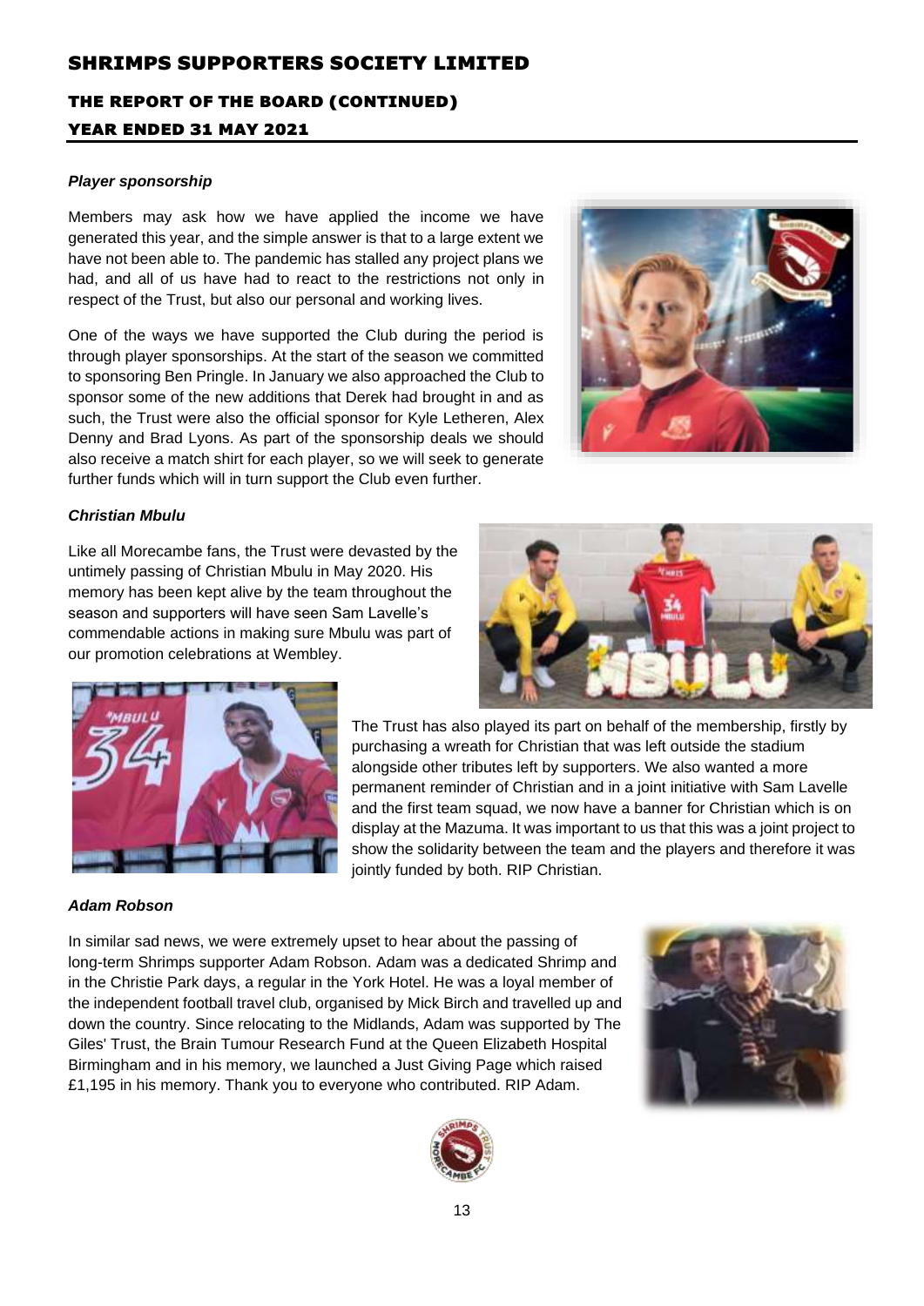### *Player sponsorship*

Members may ask how we have applied the income we have generated this year, and the simple answer is that to a large extent we have not been able to. The pandemic has stalled any project plans we had, and all of us have had to react to the restrictions not only in respect of the Trust, but also our personal and working lives.

One of the ways we have supported the Club during the period is through player sponsorships. At the start of the season we committed to sponsoring Ben Pringle. In January we also approached the Club to sponsor some of the new additions that Derek had brought in and as such, the Trust were also the official sponsor for Kyle Letheren, Alex Denny and Brad Lyons. As part of the sponsorship deals we should also receive a match shirt for each player, so we will seek to generate further funds which will in turn support the Club even further.

### *Christian Mbulu*

Like all Morecambe fans, the Trust were devastated by the untimely passing of Christian Mbulu in May 2020. His memory has been kept alive by the team throughout the season and supporters will have seen Sam Lavelle's commendable actions in making sure Mbulu was part of our promotion celebrations at Wembley.

The Trust has also played its part on behalf of the membership, firstly by purchasing a wreath for Christian that was left outside the stadium alongside other tributes left by supporters. We also wanted a more permanent reminder of Christian and in a joint initiative with Sam Lavelle and the first team squad, we now have a banner for Christian which is on display at the Mazuma. It was important to us that this was a joint project to show the solidarity between the team and the players and therefore it was jointly funded by both. RIP Christian.

### *Adam Robson*

In similar sad news, we were extremely upset to hear about the passing of long-term Shrimps supporter Adam Robson. Adam was a dedicated Shrimp and in the Christie Park days, a regular in the York Hotel. He was a loyal member of the independent football travel club, organised by Mick Birch and travelled up and down the country. Since relocating to the Midlands, Adam was supported by The Giles' Trust, the Brain Tumour Research Fund at the Queen Elizabeth Hospital Birmingham and in his memory, we launched a Just Giving Page which raised £1,195 in his memory. Thank you to everyone who contributed. RIP Adam.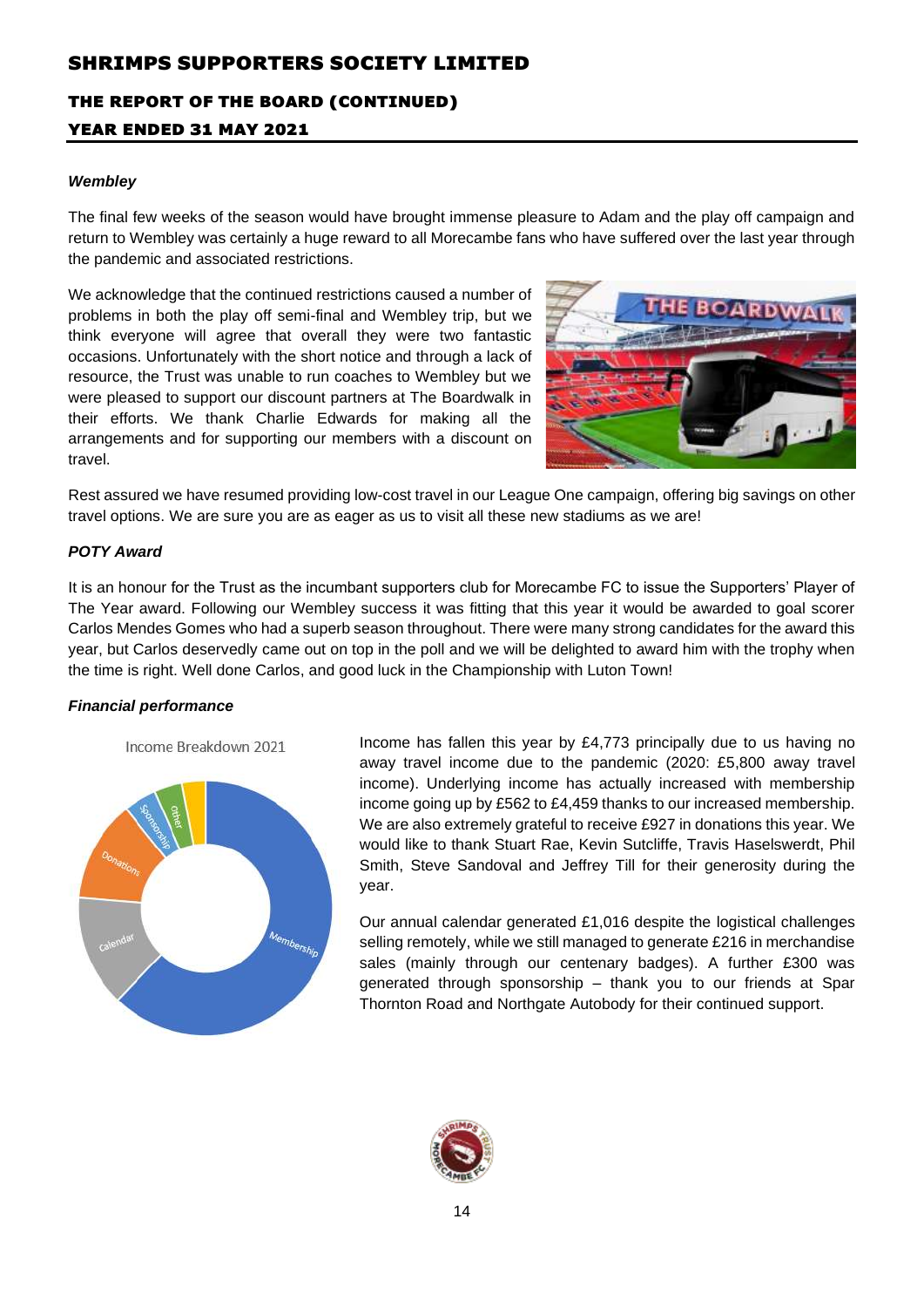### *Wembley*

The final few weeks of the season would have brought immense pleasure to Adam and the play off campaign and return to Wembley was certainly a huge reward to all Morecambe fans who have suffered over the last year through the pandemic and associated restrictions.

We acknowledge that the continued restrictions caused a number of problems in both the play off semi-final and Wembley trip, but we think everyone will agree that overall they were two fantastic occasions. Unfortunately with the short notice and through a lack of resource, the Trust was unable to run coaches to Wembley but we were pleased to support our discount partners at The Boardwalk in their efforts. We thank Charlie Edwards for making all the arrangements and for supporting our members with a discount on travel.

Rest assured we have resumed providing low-cost travel in our League One campaign, offering big savings on other travel options. We are sure you are as eager as us to visit all these new stadiums as we are!

### *POTY Award*

It is an honour for the Trust as the incumbant supporters club for Morecambe FC to issue the Supporters' Player of The Year award. Following our Wembley success it was fitting that this year it would be awarded to goal scorer Carlos Mendes Gomes who had a superb season throughout. There were many strong candidates for the award this year, but Carlos deservedly came out on top in the poll and we will be delighted to award him with the trophy when the time is right. Well done Carlos, and good luck in the Championship with Luton Town!

### *Financial performance*

Income Breakdown 2021

Income has fallen this year by £4,773 principally due to us having no away travel income due to the pandemic (2020: £5,800 away travel income). Underlying income has actually increased with membership income going up by £562 to £4,459 thanks to our increased membership. We are also extremely grateful to receive £927 in donations this year. We would like to thank Stuart Rae, Kevin Sutcliffe, Travis Haselswerdt, Phil Smith, Steve Sandoval and Jeffrey Till for their generosity during the year.

Our annual calendar generated £1,016 despite the logistical challenges selling remotely, while we still managed to generate £216 in merchandise sales (mainly through our centenary badges). A further £300 was generated through sponsorship – thank you to our friends at Spar Thornton Road and Northgate Autobody for their continued support.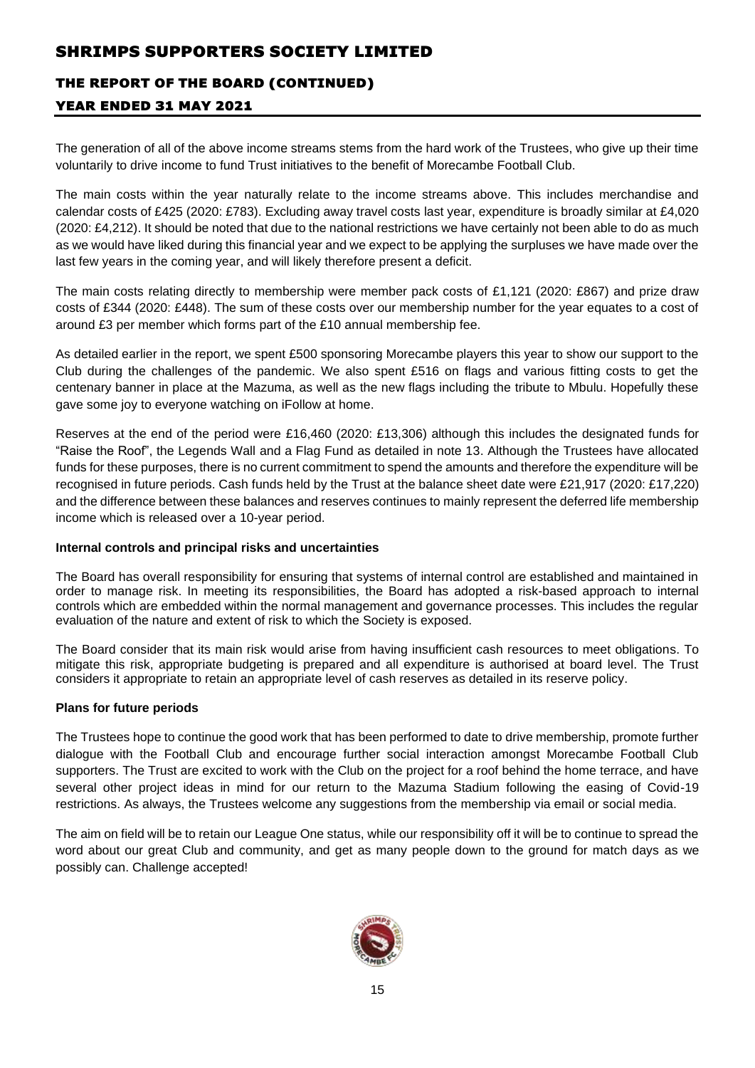The generation of all of the above income streams stems from the hard work of the Trustees, who give up their time voluntarily to drive income to fund Trust initiatives to the benefit of Morecambe Football Club.

The main costs within the year naturally relate to the income streams above. This includes merchandise and calendar costs of £425 (2020: £783). Excluding away travel costs last year, expenditure is broadly similar at £4,020 (2020: £4,212). It should be noted that due to the national restrictions we have certainly not been able to do as much as we would have liked during this financial year and we expect to be applying the surpluses we have made over the last few years in the coming year, and will likely therefore present a deficit.

The main costs relating directly to membership were member pack costs of £1,121 (2020: £867) and prize draw costs of £344 (2020: £448). The sum of these costs over our membership number for the year equates to a cost of around £3 per member which forms part of the £10 annual membership fee.

As detailed earlier in the report, we spent £500 sponsoring Morecambe players this year to show our support to the Club during the challenges of the pandemic. We also spent £516 on flags and various fitting costs to get the centenary banner in place at the Mazuma, as well as the new flags including the tribute to Mbulu. Hopefully these gave some joy to everyone watching on iFollow at home.

Reserves at the end of the period were £16,460 (2020: £13,306) although this includes the designated funds for "Raise the Roof", the Legends Wall and a Flag Fund as detailed in note 13. Although the Trustees have allocated funds for these purposes, there is no current commitment to spend the amounts and therefore the expenditure will be recognised in future periods. Cash funds held by the Trust at the balance sheet date were £21,917 (2020: £17,220) and the difference between these balances and reserves continues to mainly represent the deferred life membership income which is released over a 10-year period.

**Internal controls and principal risks and uncertainties**

The Board has overall responsibility for ensuring that systems of internal control are established and maintained in order to manage risk. In meeting its responsibilities, the Board has adopted a risk-based approach to internal controls which are embedded within the normal management and governance processes. This includes the regular evaluation of the nature and extent of risk to which the Society is exposed.

The Board consider that its main risk would arise from having insufficient cash resources to meet obligations. To mitigate this risk, appropriate budgeting is prepared and all expenditure is authorised at board level. The Trust considers it appropriate to retain an appropriate level of cash reserves as detailed in its reserve policy.

**Plans for future periods**

The Trustees hope to continue the good work that has been performed to date to drive membership, promote further dialogue with the Football Club and encourage further social interaction amongst Morecambe Football Club supporters. The Trust are excited to work with the Club on the project for a roof behind the home terrace, and have several other project ideas in mind for our return to the Mazuma Stadium following the easing of Covid-19 restrictions. As always, the Trustees welcome any suggestions from the membership via email or social media.

The aim on field will be to retain our League One status, while our responsibility off it will be to continue to spread the word about our great Club and community, and get as many people down to the ground for match days as we possibly can. Challenge accepted!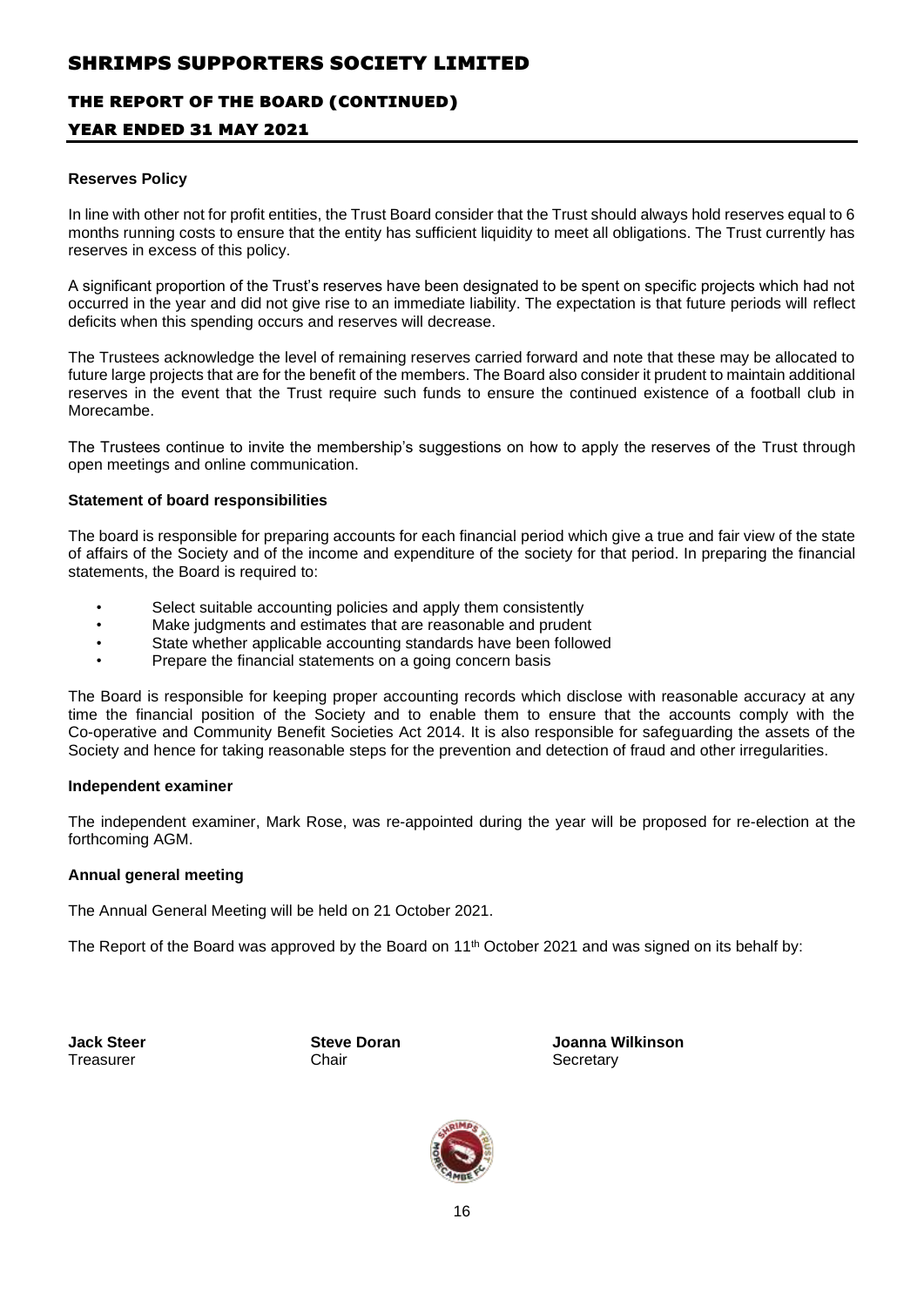**Reserves Policy**

In line with other not for profit entities, the Trust Board consider that the Trust should always hold reserves equal to 6 months running costs to ensure that the entity has sufficient liquidity to meet all obligations. The Trust currently has reserves in excess of this policy.

A significant proportion of the Trust's reserves have been designated to be spent on specific projects which had not occurred in the year and did not give rise to an immediate liability. The expectation is that future periods will reflect deficits when this spending occurs and reserves will decrease.

The Trustees acknowledge the level of remaining reserves carried forward and note that these may be allocated to future large projects that are for the benefit of the members. The Board also consider it prudent to maintain additional reserves in the event that the Trust require such funds to ensure the continued existence of a football club in Morecambe.

The Trustees continue to invite the membership's suggestions on how to apply the reserves of the Trust through open meetings and online communication.

**Statement of board responsibilities**

The board is responsible for preparing accounts for each financial period which give a true and fair view of the state of affairs of the Society and of the income and expenditure of the society for that period. In preparing the financial statements, the Board is required to:

- Select suitable accounting policies and apply them consistently
- Make judgments and estimates that are reasonable and prudent
- State whether applicable accounting standards have been followed
- Prepare the financial statements on a going concern basis

The Board is responsible for keeping proper accounting records which disclose with reasonable accuracy at any time the financial position of the Society and to enable them to ensure that the accounts comply with the Co-operative and Community Benefit Societies Act 2014. It is also responsible for safeguarding the assets of the Society and hence for taking reasonable steps for the prevention and detection of fraud and other irregularities.

**Independent examiner**

The independent examiner, Mark Rose, was re-appointed during the year will be proposed for re-election at the forthcoming AGM.

**Annual general meeting**

The Annual General Meeting will be held on 21 October 2021.

The Report of the Board was approved by the Board on 11th October 2021 and was signed on its behalf by:

| **Jack Steer** | **Steve Doran** | **Joanna Wilkinson** |
|---|---|---|
| Treasurer | Chair | Secretary |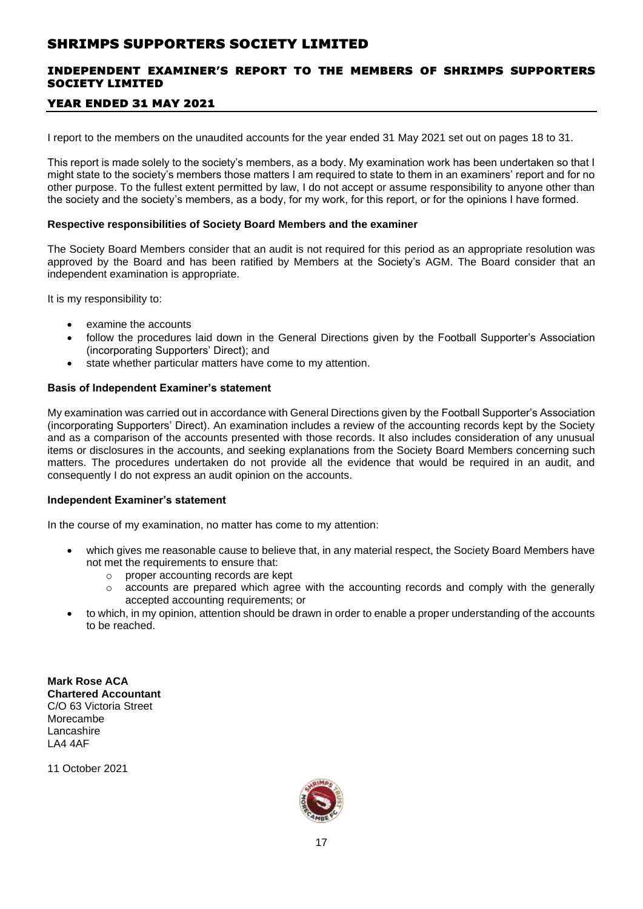# SHRIMPS SUPPORTERS SOCIETY LIMITED

## INDEPENDENT EXAMINER'S REPORT TO THE MEMBERS OF SHRIMPS SUPPORTERS SOCIETY LIMITED

## YEAR ENDED 31 MAY 2021

I report to the members on the unaudited accounts for the year ended 31 May 2021 set out on pages 18 to 31.

This report is made solely to the society's members, as a body. My examination work has been undertaken so that I might state to the society's members those matters I am required to state to them in an examiners' report and for no other purpose. To the fullest extent permitted by law, I do not accept or assume responsibility to anyone other than the society and the society's members, as a body, for my work, for this report, or for the opinions I have formed.

**Respective responsibilities of Society Board Members and the examiner**

The Society Board Members consider that an audit is not required for this period as an appropriate resolution was approved by the Board and has been ratified by Members at the Society's AGM. The Board consider that an independent examination is appropriate.

It is my responsibility to:

- examine the accounts
- follow the procedures laid down in the General Directions given by the Football Supporter's Association (incorporating Supporters' Direct); and
- state whether particular matters have come to my attention.

**Basis of Independent Examiner's statement**

My examination was carried out in accordance with General Directions given by the Football Supporter's Association (incorporating Supporters' Direct). An examination includes a review of the accounting records kept by the Society and as a comparison of the accounts presented with those records. It also includes consideration of any unusual items or disclosures in the accounts, and seeking explanations from the Society Board Members concerning such matters. The procedures undertaken do not provide all the evidence that would be required in an audit, and consequently I do not express an audit opinion on the accounts.

**Independent Examiner's statement**

In the course of my examination, no matter has come to my attention:

- which gives me reasonable cause to believe that, in any material respect, the Society Board Members have not met the requirements to ensure that:
  - proper accounting records are kept
  - accounts are prepared which agree with the accounting records and comply with the generally accepted accounting requirements; or
- to which, in my opinion, attention should be drawn in order to enable a proper understanding of the accounts to be reached.

**Mark Rose ACA**
**Chartered Accountant**
C/O 63 Victoria Street
Morecambe
Lancashire
LA4 4AF

11 October 2021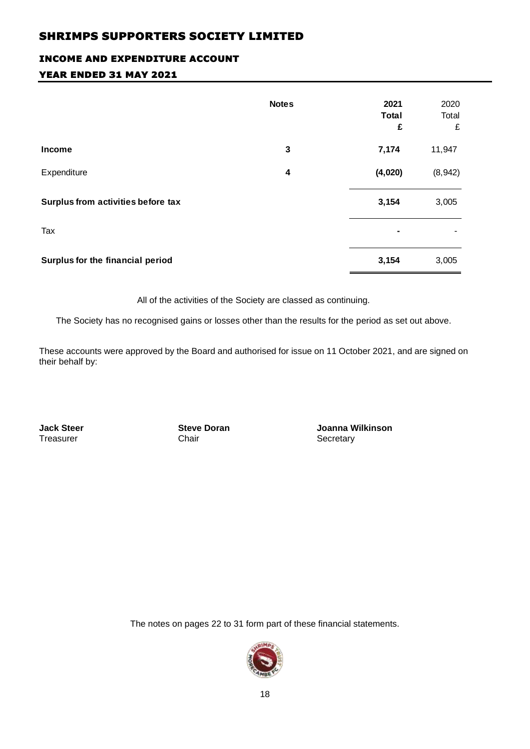# SHRIMPS SUPPORTERS SOCIETY LIMITED

## INCOME AND EXPENDITURE ACCOUNT

### YEAR ENDED 31 MAY 2021

| | Notes | 2021 Total £ | 2020 Total £ |
|---|---|---|---|
| **Income** | 3 | **7,174** | 11,947 |
| Expenditure | 4 | **(4,020)** | (8,942) |
| **Surplus from activities before tax** | | **3,154** | 3,005 |
| Tax | | **-** | - |
| **Surplus for the financial period** | | **3,154** | 3,005 |

All of the activities of the Society are classed as continuing.

The Society has no recognised gains or losses other than the results for the period as set out above.

These accounts were approved by the Board and authorised for issue on 11 October 2021, and are signed on their behalf by:

**Jack Steer**
Treasurer

**Steve Doran**
Chair

**Joanna Wilkinson**
Secretary

The notes on pages 22 to 31 form part of these financial statements.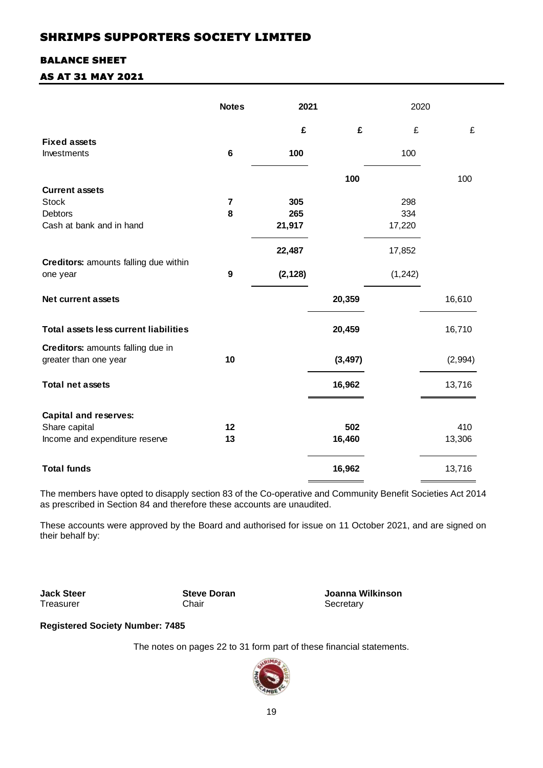# SHRIMPS SUPPORTERS SOCIETY LIMITED

## BALANCE SHEET

### AS AT 31 MAY 2021

| | Notes | 2021 | | 2020 | |
|---|---|---|---|---|---|
| | | £ | £ | £ | £ |
| **Fixed assets** | | | | | |
| Investments | 6 | 100 | | 100 | |
| | | | 100 | | 100 |
| **Current assets** | | | | | |
| Stock | 7 | 305 | | 298 | |
| Debtors | 8 | 265 | | 334 | |
| Cash at bank and in hand | | 21,917 | | 17,220 | |
| | | 22,487 | | 17,852 | |
| **Creditors:** amounts falling due within one year | 9 | (2,128) | | (1,242) | |
| **Net current assets** | | | 20,359 | | 16,610 |
| **Total assets less current liabilities** | | | 20,459 | | 16,710 |
| **Creditors:** amounts falling due in greater than one year | 10 | | (3,497) | | (2,994) |
| **Total net assets** | | | 16,962 | | 13,716 |
| **Capital and reserves:** | | | | | |
| Share capital | 12 | | 502 | | 410 |
| Income and expenditure reserve | 13 | | 16,460 | | 13,306 |
| **Total funds** | | | 16,962 | | 13,716 |

The members have opted to disapply section 83 of the Co-operative and Community Benefit Societies Act 2014 as prescribed in Section 84 and therefore these accounts are unaudited.

These accounts were approved by the Board and authorised for issue on 11 October 2021, and are signed on their behalf by:

**Jack Steer**
Treasurer

**Steve Doran**
Chair

**Joanna Wilkinson**
Secretary

**Registered Society Number: 7485**

The notes on pages 22 to 31 form part of these financial statements.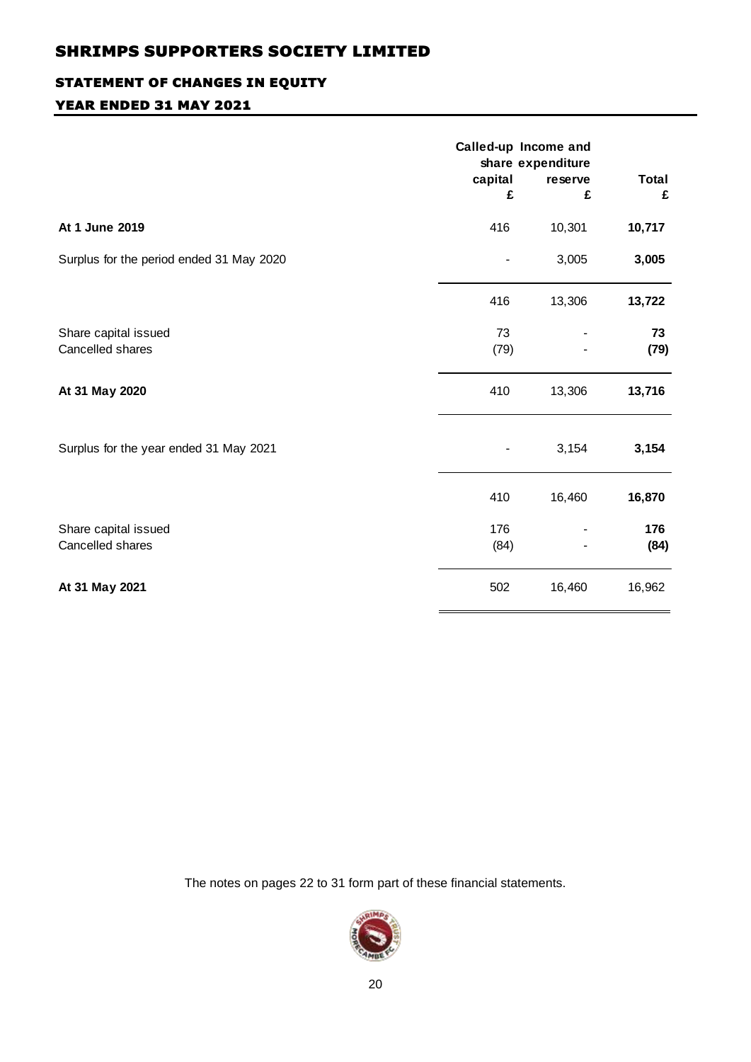# SHRIMPS SUPPORTERS SOCIETY LIMITED

## STATEMENT OF CHANGES IN EQUITY

## YEAR ENDED 31 MAY 2021

| | Called-up share capital £ | Income and expenditure reserve £ | Total £ |
|---|---|---|---|
| **At 1 June 2019** | 416 | 10,301 | **10,717** |
| Surplus for the period ended 31 May 2020 | - | 3,005 | **3,005** |
| | 416 | 13,306 | **13,722** |
| Share capital issued | 73 | - | **73** |
| Cancelled shares | (79) | - | **(79)** |
| **At 31 May 2020** | 410 | 13,306 | **13,716** |
| Surplus for the year ended 31 May 2021 | - | 3,154 | **3,154** |
| | 410 | 16,460 | **16,870** |
| Share capital issued | 176 | - | **176** |
| Cancelled shares | (84) | - | **(84)** |
| **At 31 May 2021** | 502 | 16,460 | 16,962 |

The notes on pages 22 to 31 form part of these financial statements.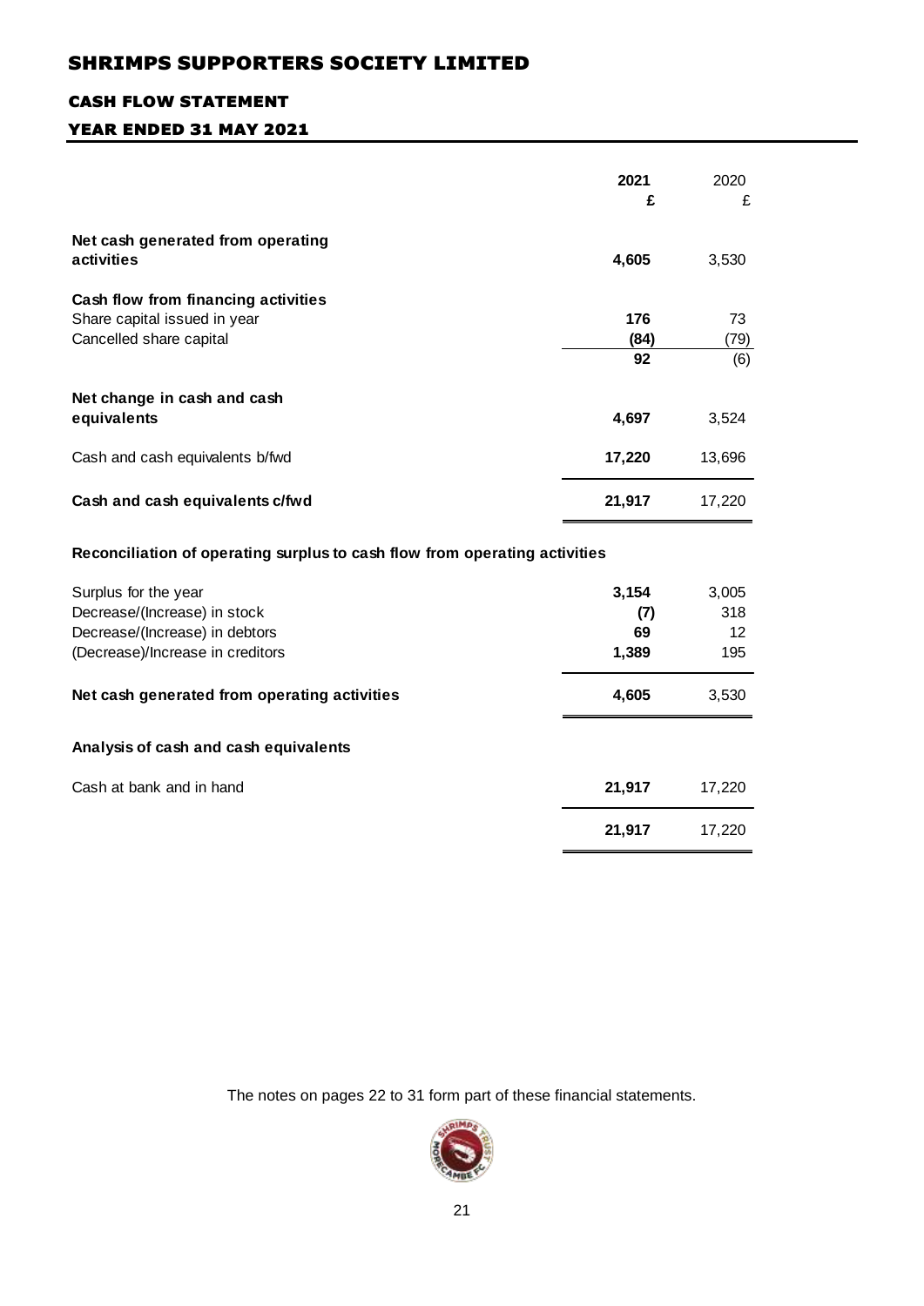# SHRIMPS SUPPORTERS SOCIETY LIMITED

## CASH FLOW STATEMENT

## YEAR ENDED 31 MAY 2021

| | 2021 £ | 2020 £ |
|---|---|---|
| **Net cash generated from operating activities** | **4,605** | 3,530 |
| **Cash flow from financing activities** | | |
| Share capital issued in year | **176** | 73 |
| Cancelled share capital | **(84)** | (79) |
| | **92** | (6) |
| **Net change in cash and cash equivalents** | **4,697** | 3,524 |
| Cash and cash equivalents b/fwd | **17,220** | 13,696 |
| **Cash and cash equivalents c/fwd** | **21,917** | 17,220 |

**Reconciliation of operating surplus to cash flow from operating activities**

| | 2021 £ | 2020 £ |
|---|---|---|
| Surplus for the year | **3,154** | 3,005 |
| Decrease/(Increase) in stock | **(7)** | 318 |
| Decrease/(Increase) in debtors | **69** | 12 |
| (Decrease)/Increase in creditors | **1,389** | 195 |
| **Net cash generated from operating activities** | **4,605** | 3,530 |

**Analysis of cash and cash equivalents**

| | 2021 £ | 2020 £ |
|---|---|---|
| Cash at bank and in hand | **21,917** | 17,220 |
| | **21,917** | 17,220 |

The notes on pages 22 to 31 form part of these financial statements.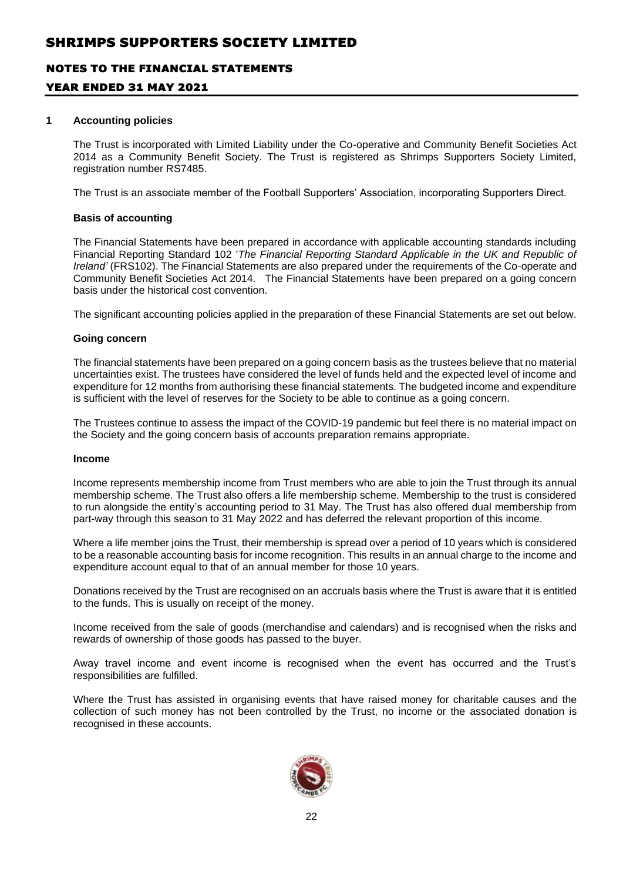# SHRIMPS SUPPORTERS SOCIETY LIMITED

## NOTES TO THE FINANCIAL STATEMENTS

## YEAR ENDED 31 MAY 2021

### 1 Accounting policies

The Trust is incorporated with Limited Liability under the Co-operative and Community Benefit Societies Act 2014 as a Community Benefit Society. The Trust is registered as Shrimps Supporters Society Limited, registration number RS7485.

The Trust is an associate member of the Football Supporters' Association, incorporating Supporters Direct.

**Basis of accounting**

The Financial Statements have been prepared in accordance with applicable accounting standards including Financial Reporting Standard 102 '*The Financial Reporting Standard Applicable in the UK and Republic of Ireland'* (FRS102). The Financial Statements are also prepared under the requirements of the Co-operate and Community Benefit Societies Act 2014. The Financial Statements have been prepared on a going concern basis under the historical cost convention.

The significant accounting policies applied in the preparation of these Financial Statements are set out below.

**Going concern**

The financial statements have been prepared on a going concern basis as the trustees believe that no material uncertainties exist. The trustees have considered the level of funds held and the expected level of income and expenditure for 12 months from authorising these financial statements. The budgeted income and expenditure is sufficient with the level of reserves for the Society to be able to continue as a going concern.

The Trustees continue to assess the impact of the COVID-19 pandemic but feel there is no material impact on the Society and the going concern basis of accounts preparation remains appropriate.

**Income**

Income represents membership income from Trust members who are able to join the Trust through its annual membership scheme. The Trust also offers a life membership scheme. Membership to the trust is considered to run alongside the entity's accounting period to 31 May. The Trust has also offered dual membership from part-way through this season to 31 May 2022 and has deferred the relevant proportion of this income.

Where a life member joins the Trust, their membership is spread over a period of 10 years which is considered to be a reasonable accounting basis for income recognition. This results in an annual charge to the income and expenditure account equal to that of an annual member for those 10 years.

Donations received by the Trust are recognised on an accruals basis where the Trust is aware that it is entitled to the funds. This is usually on receipt of the money.

Income received from the sale of goods (merchandise and calendars) and is recognised when the risks and rewards of ownership of those goods has passed to the buyer.

Away travel income and event income is recognised when the event has occurred and the Trust's responsibilities are fulfilled.

Where the Trust has assisted in organising events that have raised money for charitable causes and the collection of such money has not been controlled by the Trust, no income or the associated donation is recognised in these accounts.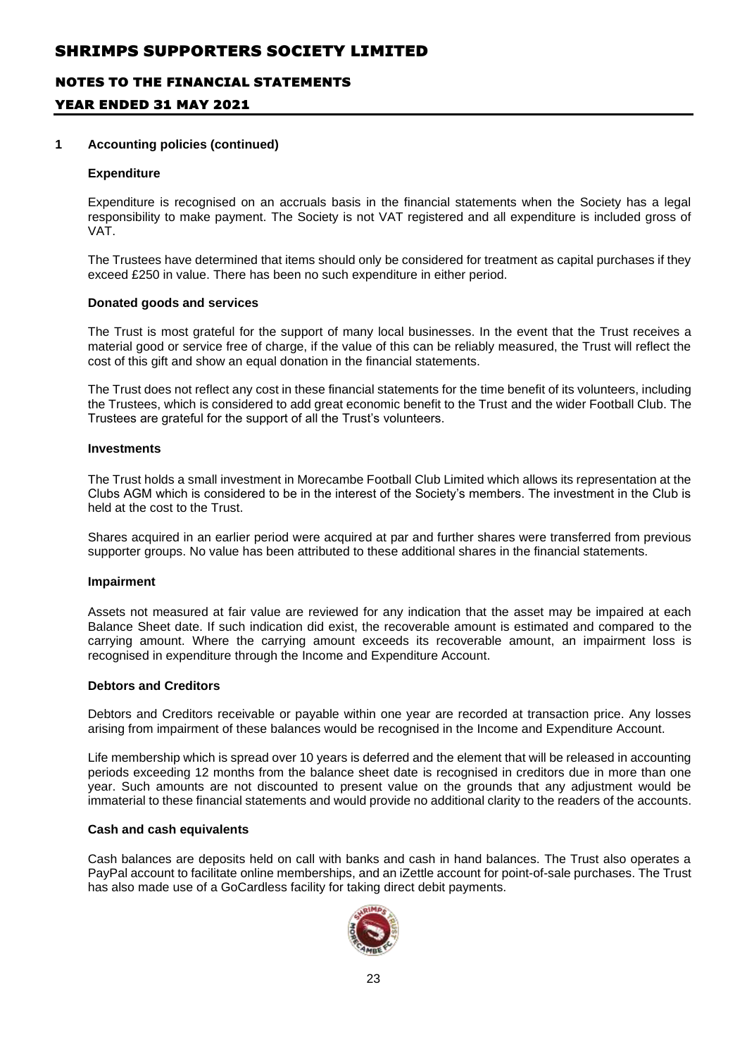## 1 Accounting policies (continued)

### Expenditure

Expenditure is recognised on an accruals basis in the financial statements when the Society has a legal responsibility to make payment. The Society is not VAT registered and all expenditure is included gross of VAT.

The Trustees have determined that items should only be considered for treatment as capital purchases if they exceed £250 in value. There has been no such expenditure in either period.

### Donated goods and services

The Trust is most grateful for the support of many local businesses. In the event that the Trust receives a material good or service free of charge, if the value of this can be reliably measured, the Trust will reflect the cost of this gift and show an equal donation in the financial statements.

The Trust does not reflect any cost in these financial statements for the time benefit of its volunteers, including the Trustees, which is considered to add great economic benefit to the Trust and the wider Football Club. The Trustees are grateful for the support of all the Trust's volunteers.

### Investments

The Trust holds a small investment in Morecambe Football Club Limited which allows its representation at the Clubs AGM which is considered to be in the interest of the Society's members. The investment in the Club is held at the cost to the Trust.

Shares acquired in an earlier period were acquired at par and further shares were transferred from previous supporter groups. No value has been attributed to these additional shares in the financial statements.

### Impairment

Assets not measured at fair value are reviewed for any indication that the asset may be impaired at each Balance Sheet date. If such indication did exist, the recoverable amount is estimated and compared to the carrying amount. Where the carrying amount exceeds its recoverable amount, an impairment loss is recognised in expenditure through the Income and Expenditure Account.

### Debtors and Creditors

Debtors and Creditors receivable or payable within one year are recorded at transaction price. Any losses arising from impairment of these balances would be recognised in the Income and Expenditure Account.

Life membership which is spread over 10 years is deferred and the element that will be released in accounting periods exceeding 12 months from the balance sheet date is recognised in creditors due in more than one year. Such amounts are not discounted to present value on the grounds that any adjustment would be immaterial to these financial statements and would provide no additional clarity to the readers of the accounts.

### Cash and cash equivalents

Cash balances are deposits held on call with banks and cash in hand balances. The Trust also operates a PayPal account to facilitate online memberships, and an iZettle account for point-of-sale purchases. The Trust has also made use of a GoCardless facility for taking direct debit payments.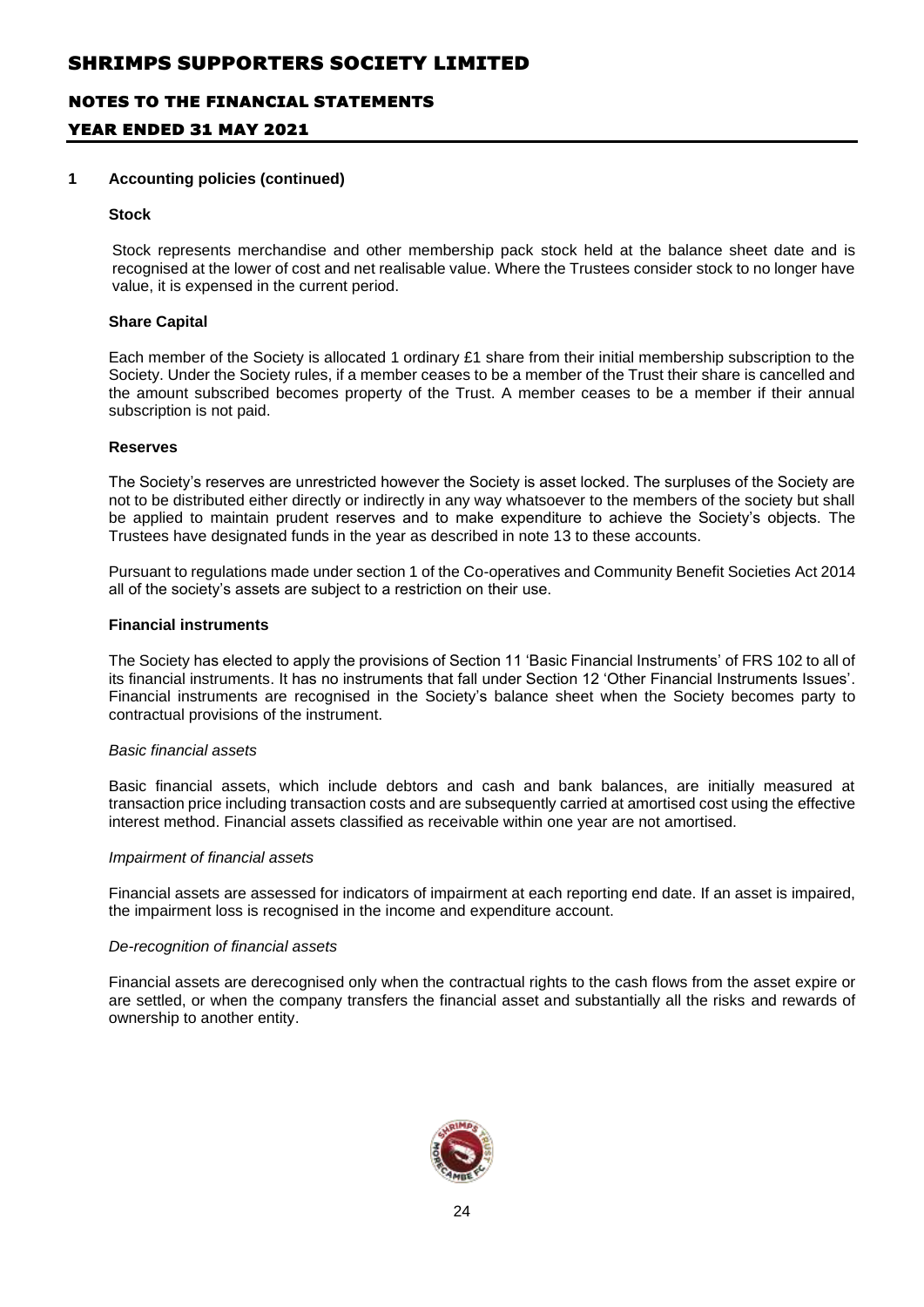## 1 Accounting policies (continued)

### Stock

Stock represents merchandise and other membership pack stock held at the balance sheet date and is recognised at the lower of cost and net realisable value. Where the Trustees consider stock to no longer have value, it is expensed in the current period.

### Share Capital

Each member of the Society is allocated 1 ordinary £1 share from their initial membership subscription to the Society. Under the Society rules, if a member ceases to be a member of the Trust their share is cancelled and the amount subscribed becomes property of the Trust. A member ceases to be a member if their annual subscription is not paid.

### Reserves

The Society's reserves are unrestricted however the Society is asset locked. The surpluses of the Society are not to be distributed either directly or indirectly in any way whatsoever to the members of the society but shall be applied to maintain prudent reserves and to make expenditure to achieve the Society's objects. The Trustees have designated funds in the year as described in note 13 to these accounts.

Pursuant to regulations made under section 1 of the Co-operatives and Community Benefit Societies Act 2014 all of the society's assets are subject to a restriction on their use.

### Financial instruments

The Society has elected to apply the provisions of Section 11 'Basic Financial Instruments' of FRS 102 to all of its financial instruments. It has no instruments that fall under Section 12 'Other Financial Instruments Issues'. Financial instruments are recognised in the Society's balance sheet when the Society becomes party to contractual provisions of the instrument.

*Basic financial assets*

Basic financial assets, which include debtors and cash and bank balances, are initially measured at transaction price including transaction costs and are subsequently carried at amortised cost using the effective interest method. Financial assets classified as receivable within one year are not amortised.

*Impairment of financial assets*

Financial assets are assessed for indicators of impairment at each reporting end date. If an asset is impaired, the impairment loss is recognised in the income and expenditure account.

*De-recognition of financial assets*

Financial assets are derecognised only when the contractual rights to the cash flows from the asset expire or are settled, or when the company transfers the financial asset and substantially all the risks and rewards of ownership to another entity.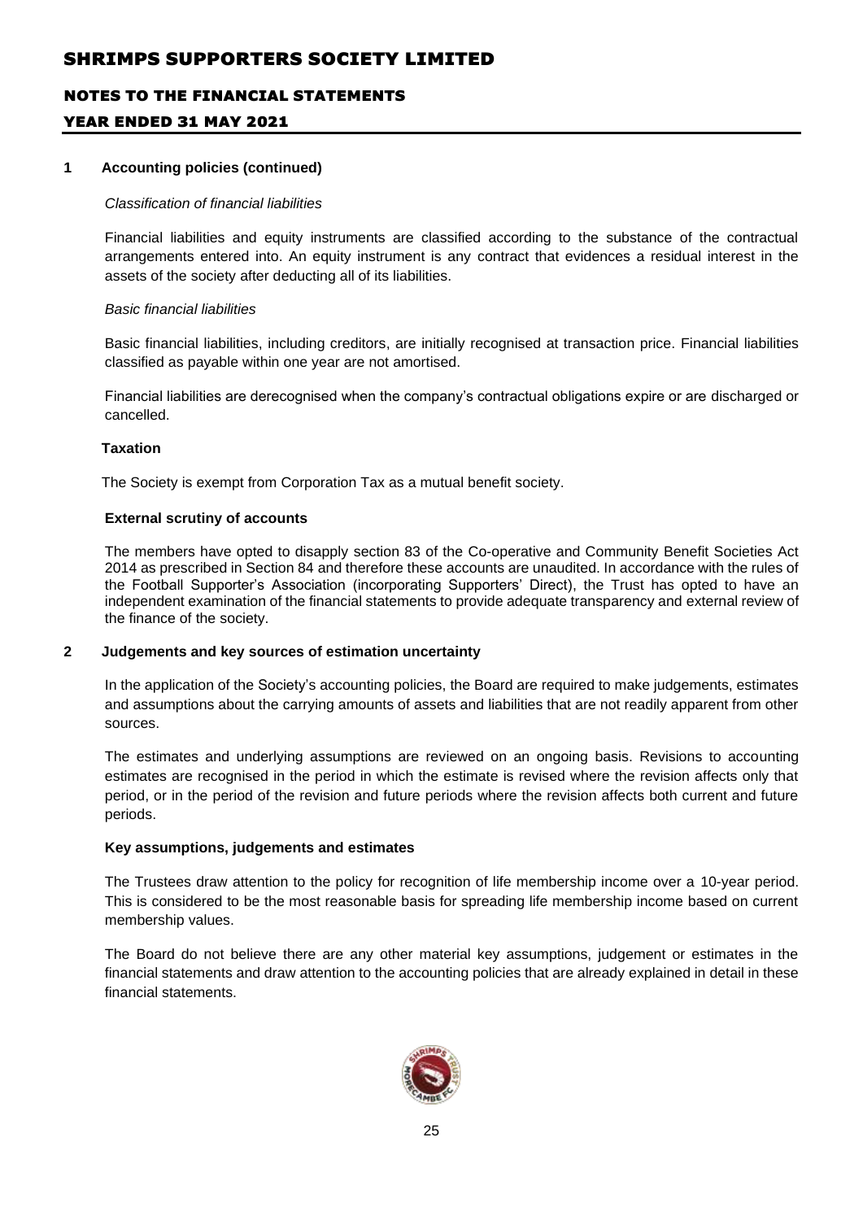## 1 Accounting policies (continued)

*Classification of financial liabilities*

Financial liabilities and equity instruments are classified according to the substance of the contractual arrangements entered into. An equity instrument is any contract that evidences a residual interest in the assets of the society after deducting all of its liabilities.

*Basic financial liabilities*

Basic financial liabilities, including creditors, are initially recognised at transaction price. Financial liabilities classified as payable within one year are not amortised.

Financial liabilities are derecognised when the company's contractual obligations expire or are discharged or cancelled.

**Taxation**

The Society is exempt from Corporation Tax as a mutual benefit society.

**External scrutiny of accounts**

The members have opted to disapply section 83 of the Co-operative and Community Benefit Societies Act 2014 as prescribed in Section 84 and therefore these accounts are unaudited. In accordance with the rules of the Football Supporter's Association (incorporating Supporters' Direct), the Trust has opted to have an independent examination of the financial statements to provide adequate transparency and external review of the finance of the society.

## 2 Judgements and key sources of estimation uncertainty

In the application of the Society's accounting policies, the Board are required to make judgements, estimates and assumptions about the carrying amounts of assets and liabilities that are not readily apparent from other sources.

The estimates and underlying assumptions are reviewed on an ongoing basis. Revisions to accounting estimates are recognised in the period in which the estimate is revised where the revision affects only that period, or in the period of the revision and future periods where the revision affects both current and future periods.

**Key assumptions, judgements and estimates**

The Trustees draw attention to the policy for recognition of life membership income over a 10-year period. This is considered to be the most reasonable basis for spreading life membership income based on current membership values.

The Board do not believe there are any other material key assumptions, judgement or estimates in the financial statements and draw attention to the accounting policies that are already explained in detail in these financial statements.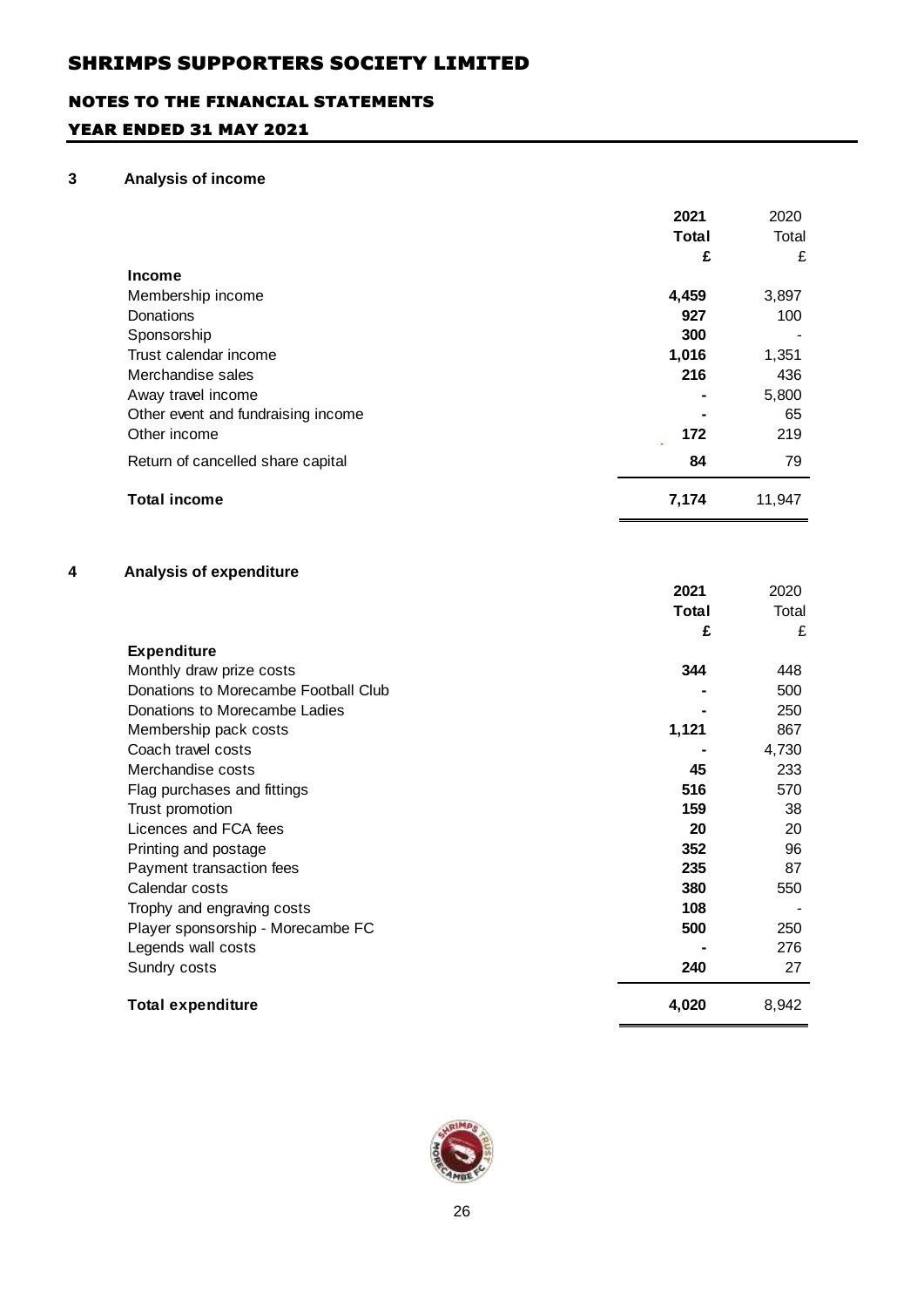# SHRIMPS SUPPORTERS SOCIETY LIMITED

## NOTES TO THE FINANCIAL STATEMENTS

## YEAR ENDED 31 MAY 2021

### 3 Analysis of income

| | 2021 Total £ | 2020 Total £ |
|---|---|---|
| **Income** | | |
| Membership income | **4,459** | 3,897 |
| Donations | **927** | 100 |
| Sponsorship | **300** | - |
| Trust calendar income | **1,016** | 1,351 |
| Merchandise sales | **216** | 436 |
| Away travel income | **-** | 5,800 |
| Other event and fundraising income | **-** | 65 |
| Other income | **172** | 219 |
| Return of cancelled share capital | **84** | 79 |
| **Total income** | **7,174** | 11,947 |

### 4 Analysis of expenditure

| | 2021 Total £ | 2020 Total £ |
|---|---|---|
| **Expenditure** | | |
| Monthly draw prize costs | **344** | 448 |
| Donations to Morecambe Football Club | **-** | 500 |
| Donations to Morecambe Ladies | **-** | 250 |
| Membership pack costs | **1,121** | 867 |
| Coach travel costs | **-** | 4,730 |
| Merchandise costs | **45** | 233 |
| Flag purchases and fittings | **516** | 570 |
| Trust promotion | **159** | 38 |
| Licences and FCA fees | **20** | 20 |
| Printing and postage | **352** | 96 |
| Payment transaction fees | **235** | 87 |
| Calendar costs | **380** | 550 |
| Trophy and engraving costs | **108** | - |
| Player sponsorship - Morecambe FC | **500** | 250 |
| Legends wall costs | **-** | 276 |
| Sundry costs | **240** | 27 |
| **Total expenditure** | **4,020** | 8,942 |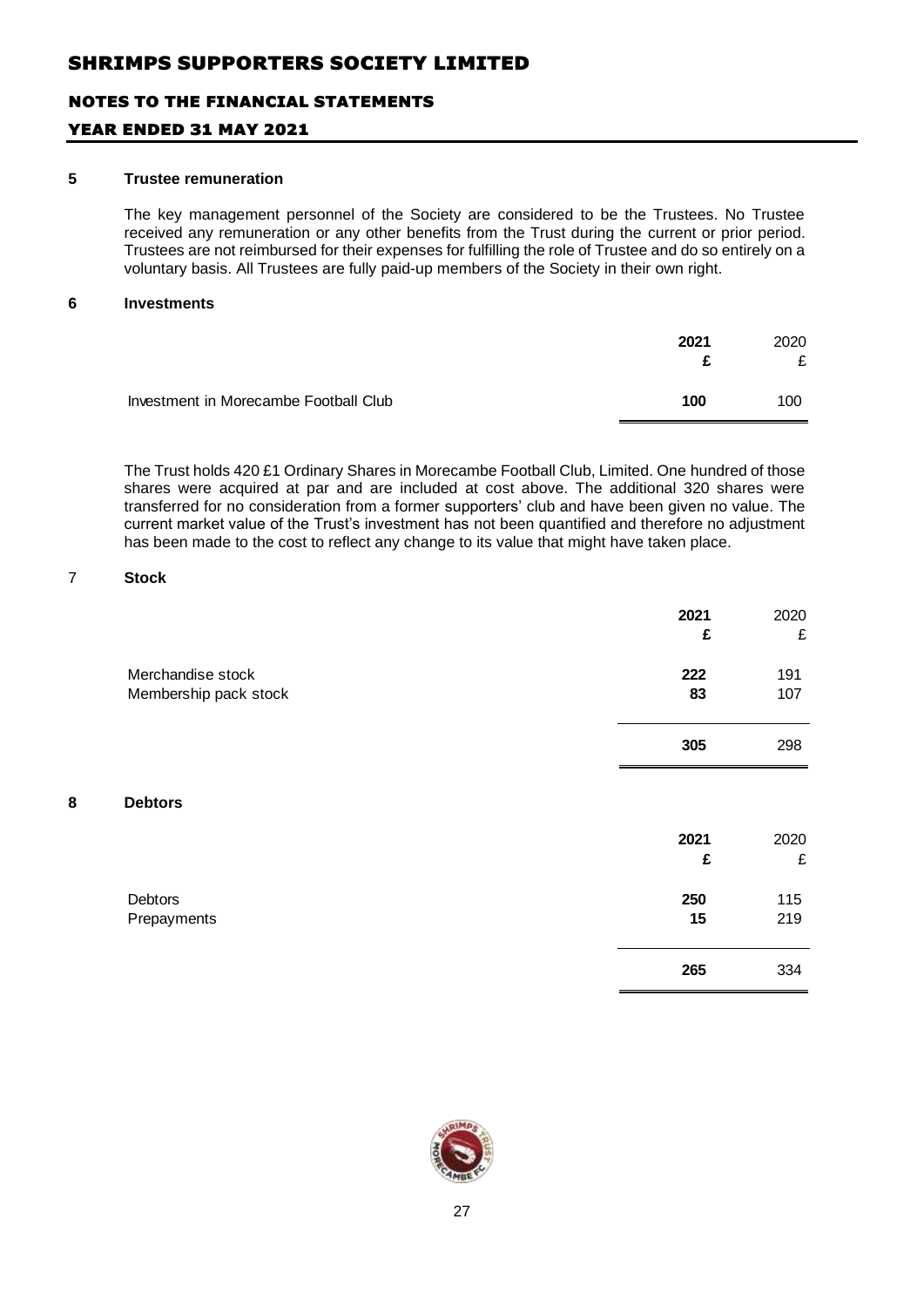# SHRIMPS SUPPORTERS SOCIETY LIMITED

## NOTES TO THE FINANCIAL STATEMENTS

## YEAR ENDED 31 MAY 2021

### 5 Trustee remuneration

The key management personnel of the Society are considered to be the Trustees. No Trustee received any remuneration or any other benefits from the Trust during the current or prior period. Trustees are not reimbursed for their expenses for fulfilling the role of Trustee and do so entirely on a voluntary basis. All Trustees are fully paid-up members of the Society in their own right.

### 6 Investments

| | **2021** | 2020 |
|---|---|---|
| | **£** | £ |
| Investment in Morecambe Football Club | **100** | 100 |

The Trust holds 420 £1 Ordinary Shares in Morecambe Football Club, Limited. One hundred of those shares were acquired at par and are included at cost above. The additional 320 shares were transferred for no consideration from a former supporters' club and have been given no value. The current market value of the Trust's investment has not been quantified and therefore no adjustment has been made to the cost to reflect any change to its value that might have taken place.

### 7 Stock

| | **2021** | 2020 |
|---|---|---|
| | **£** | £ |
| Merchandise stock | **222** | 191 |
| Membership pack stock | **83** | 107 |
| | **305** | 298 |

### 8 Debtors

| | **2021** | 2020 |
|---|---|---|
| | **£** | £ |
| Debtors | **250** | 115 |
| Prepayments | **15** | 219 |
| | **265** | 334 |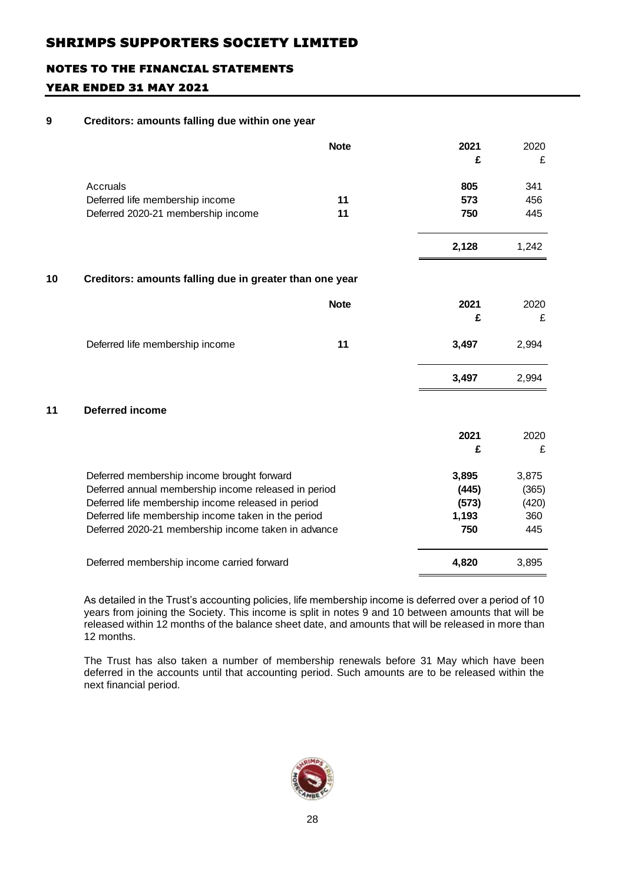# SHRIMPS SUPPORTERS SOCIETY LIMITED

## NOTES TO THE FINANCIAL STATEMENTS

## YEAR ENDED 31 MAY 2021

### 9 Creditors: amounts falling due within one year

| | Note | 2021 £ | 2020 £ |
|---|---|---|---|
| Accruals | | **805** | 341 |
| Deferred life membership income | 11 | **573** | 456 |
| Deferred 2020-21 membership income | 11 | **750** | 445 |
| | | **2,128** | 1,242 |

### 10 Creditors: amounts falling due in greater than one year

| | Note | 2021 £ | 2020 £ |
|---|---|---|---|
| Deferred life membership income | 11 | **3,497** | 2,994 |
| | | **3,497** | 2,994 |

### 11 Deferred income

| | 2021 £ | 2020 £ |
|---|---|---|
| Deferred membership income brought forward | **3,895** | 3,875 |
| Deferred annual membership income released in period | **(445)** | (365) |
| Deferred life membership income released in period | **(573)** | (420) |
| Deferred life membership income taken in the period | **1,193** | 360 |
| Deferred 2020-21 membership income taken in advance | **750** | 445 |
| Deferred membership income carried forward | **4,820** | 3,895 |

As detailed in the Trust's accounting policies, life membership income is deferred over a period of 10 years from joining the Society. This income is split in notes 9 and 10 between amounts that will be released within 12 months of the balance sheet date, and amounts that will be released in more than 12 months.

The Trust has also taken a number of membership renewals before 31 May which have been deferred in the accounts until that accounting period. Such amounts are to be released within the next financial period.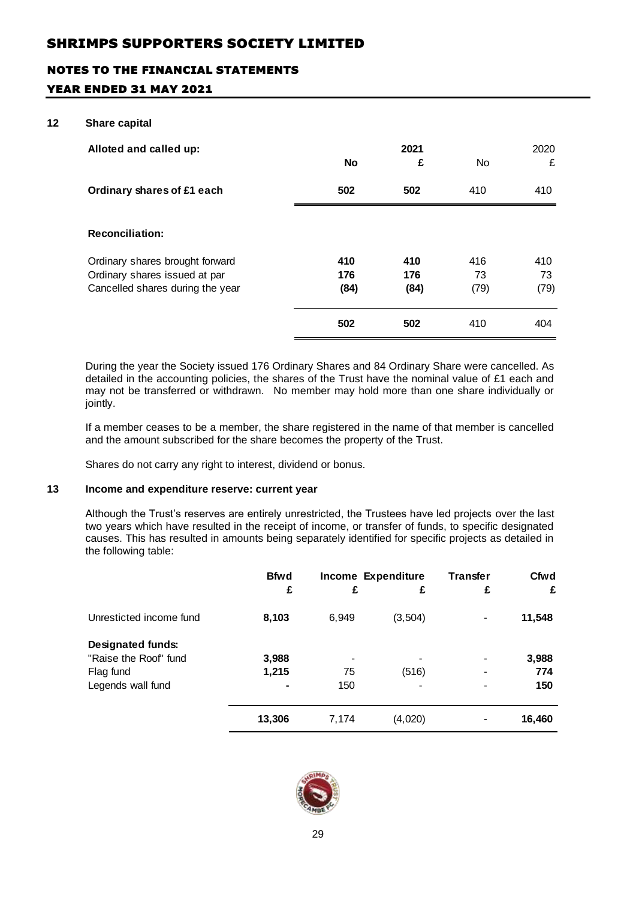# SHRIMPS SUPPORTERS SOCIETY LIMITED

## NOTES TO THE FINANCIAL STATEMENTS

## YEAR ENDED 31 MAY 2021

### 12 Share capital

| Alloted and called up: | 2021 No | 2021 £ | 2020 No | 2020 £ |
|---|---|---|---|---|
| **Ordinary shares of £1 each** | **502** | **502** | 410 | 410 |
| **Reconciliation:** | | | | |
| Ordinary shares brought forward | **410** | **410** | 416 | 410 |
| Ordinary shares issued at par | **176** | **176** | 73 | 73 |
| Cancelled shares during the year | **(84)** | **(84)** | (79) | (79) |
| | **502** | **502** | 410 | 404 |

During the year the Society issued 176 Ordinary Shares and 84 Ordinary Share were cancelled. As detailed in the accounting policies, the shares of the Trust have the nominal value of £1 each and may not be transferred or withdrawn. No member may hold more than one share individually or jointly.

If a member ceases to be a member, the share registered in the name of that member is cancelled and the amount subscribed for the share becomes the property of the Trust.

Shares do not carry any right to interest, dividend or bonus.

### 13 Income and expenditure reserve: current year

Although the Trust's reserves are entirely unrestricted, the Trustees have led projects over the last two years which have resulted in the receipt of income, or transfer of funds, to specific designated causes. This has resulted in amounts being separately identified for specific projects as detailed in the following table:

| | Bfwd £ | Income £ | Expenditure £ | Transfer £ | Cfwd £ |
|---|---|---|---|---|---|
| Unresticted income fund | **8,103** | 6,949 | (3,504) | - | **11,548** |
| **Designated funds:** | | | | | |
| "Raise the Roof" fund | **3,988** | - | - | - | **3,988** |
| Flag fund | **1,215** | 75 | (516) | - | **774** |
| Legends wall fund | **-** | 150 | - | - | **150** |
| | **13,306** | 7,174 | (4,020) | - | **16,460** |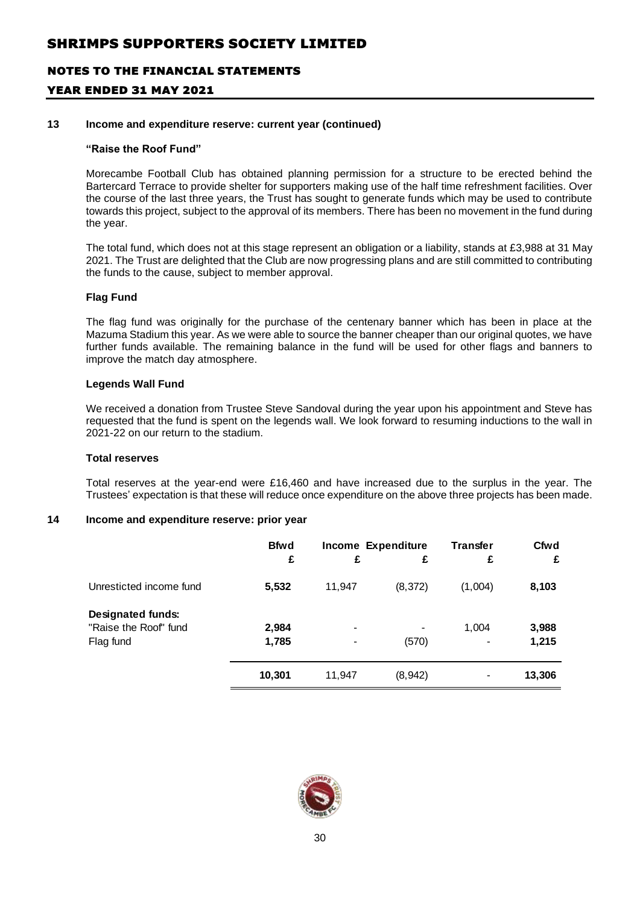## 13 Income and expenditure reserve: current year (continued)

**"Raise the Roof Fund"**

Morecambe Football Club has obtained planning permission for a structure to be erected behind the Bartercard Terrace to provide shelter for supporters making use of the half time refreshment facilities. Over the course of the last three years, the Trust has sought to generate funds which may be used to contribute towards this project, subject to the approval of its members. There has been no movement in the fund during the year.

The total fund, which does not at this stage represent an obligation or a liability, stands at £3,988 at 31 May 2021. The Trust are delighted that the Club are now progressing plans and are still committed to contributing the funds to the cause, subject to member approval.

**Flag Fund**

The flag fund was originally for the purchase of the centenary banner which has been in place at the Mazuma Stadium this year. As we were able to source the banner cheaper than our original quotes, we have further funds available. The remaining balance in the fund will be used for other flags and banners to improve the match day atmosphere.

**Legends Wall Fund**

We received a donation from Trustee Steve Sandoval during the year upon his appointment and Steve has requested that the fund is spent on the legends wall. We look forward to resuming inductions to the wall in 2021-22 on our return to the stadium.

**Total reserves**

Total reserves at the year-end were £16,460 and have increased due to the surplus in the year. The Trustees' expectation is that these will reduce once expenditure on the above three projects has been made.

## 14 Income and expenditure reserve: prior year

| | Bfwd £ | Income £ | Expenditure £ | Transfer £ | Cfwd £ |
|---|---|---|---|---|---|
| Unresticted income fund | **5,532** | 11,947 | (8,372) | (1,004) | **8,103** |
| **Designated funds:** | | | | | |
| "Raise the Roof" fund | **2,984** | - | - | 1,004 | **3,988** |
| Flag fund | **1,785** | - | (570) | - | **1,215** |
| | **10,301** | 11,947 | (8,942) | - | **13,306** |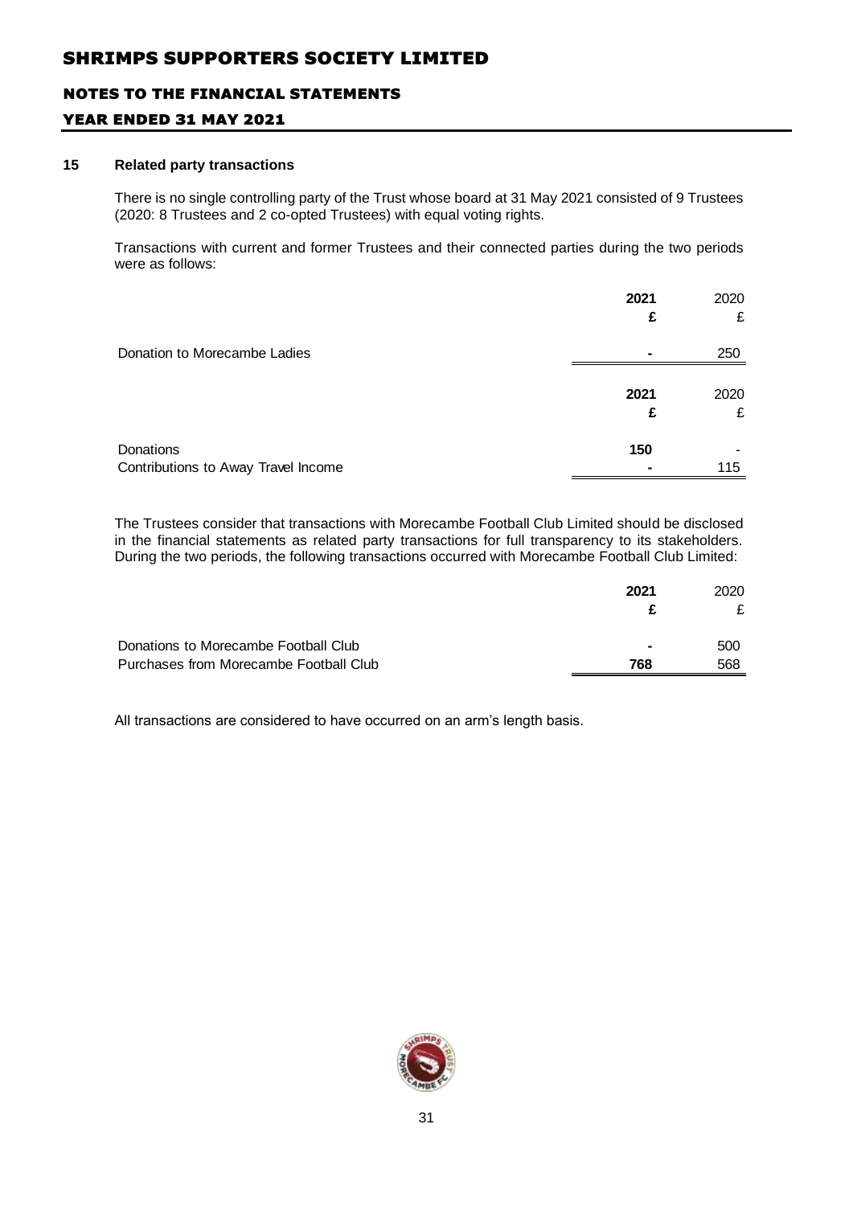## 15 Related party transactions

There is no single controlling party of the Trust whose board at 31 May 2021 consisted of 9 Trustees (2020: 8 Trustees and 2 co-opted Trustees) with equal voting rights.

Transactions with current and former Trustees and their connected parties during the two periods were as follows:

| | **2021** | 2020 |
|---|---|---|
| | **£** | £ |
| Donation to Morecambe Ladies | **-** | 250 |

| | **2021** | 2020 |
|---|---|---|
| | **£** | £ |
| Donations | **150** | - |
| Contributions to Away Travel Income | **-** | 115 |

The Trustees consider that transactions with Morecambe Football Club Limited should be disclosed in the financial statements as related party transactions for full transparency to its stakeholders. During the two periods, the following transactions occurred with Morecambe Football Club Limited:

| | **2021** | 2020 |
|---|---|---|
| | **£** | £ |
| Donations to Morecambe Football Club | **-** | 500 |
| Purchases from Morecambe Football Club | **768** | 568 |

All transactions are considered to have occurred on an arm's length basis.